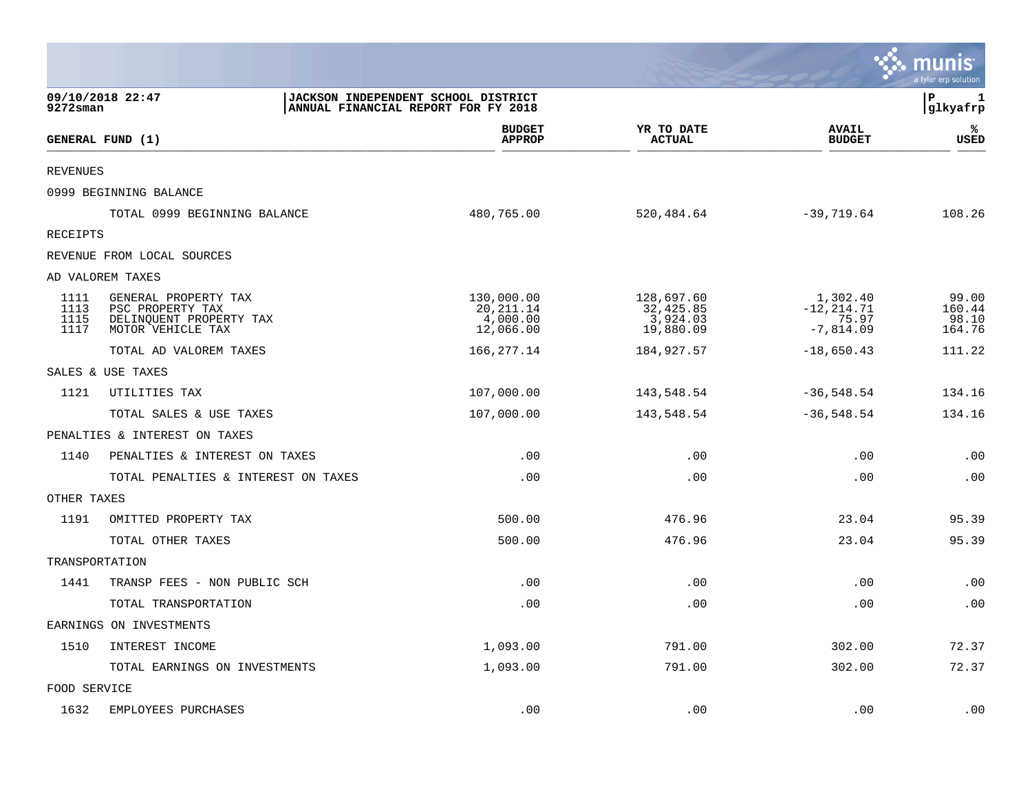09/10/2018 22:47
9272sman

**JACKSON INDEPENDENT SCHOOL DISTRICT**
**ANNUAL FINANCIAL REPORT FOR FY 2018**

P 1
glkyafrp

| GENERAL FUND (1) | | BUDGET APPROP | YR TO DATE ACTUAL | AVAIL BUDGET | % USED |
|---|---|---|---|---|---|
| REVENUES | | | | | |
| 0999 BEGINNING BALANCE | | | | | |
| | TOTAL 0999 BEGINNING BALANCE | 480,765.00 | 520,484.64 | -39,719.64 | 108.26 |
| RECEIPTS | | | | | |
| REVENUE FROM LOCAL SOURCES | | | | | |
| AD VALOREM TAXES | | | | | |
| 1111 | GENERAL PROPERTY TAX | 130,000.00 | 128,697.60 | 1,302.40 | 99.00 |
| 1113 | PSC PROPERTY TAX | 20,211.14 | 32,425.85 | -12,214.71 | 160.44 |
| 1115 | DELINQUENT PROPERTY TAX | 4,000.00 | 3,924.03 | 75.97 | 98.10 |
| 1117 | MOTOR VEHICLE TAX | 12,066.00 | 19,880.09 | -7,814.09 | 164.76 |
| | TOTAL AD VALOREM TAXES | 166,277.14 | 184,927.57 | -18,650.43 | 111.22 |
| SALES & USE TAXES | | | | | |
| 1121 | UTILITIES TAX | 107,000.00 | 143,548.54 | -36,548.54 | 134.16 |
| | TOTAL SALES & USE TAXES | 107,000.00 | 143,548.54 | -36,548.54 | 134.16 |
| PENALTIES & INTEREST ON TAXES | | | | | |
| 1140 | PENALTIES & INTEREST ON TAXES | .00 | .00 | .00 | .00 |
| | TOTAL PENALTIES & INTEREST ON TAXES | .00 | .00 | .00 | .00 |
| OTHER TAXES | | | | | |
| 1191 | OMITTED PROPERTY TAX | 500.00 | 476.96 | 23.04 | 95.39 |
| | TOTAL OTHER TAXES | 500.00 | 476.96 | 23.04 | 95.39 |
| TRANSPORTATION | | | | | |
| 1441 | TRANSP FEES - NON PUBLIC SCH | .00 | .00 | .00 | .00 |
| | TOTAL TRANSPORTATION | .00 | .00 | .00 | .00 |
| EARNINGS ON INVESTMENTS | | | | | |
| 1510 | INTEREST INCOME | 1,093.00 | 791.00 | 302.00 | 72.37 |
| | TOTAL EARNINGS ON INVESTMENTS | 1,093.00 | 791.00 | 302.00 | 72.37 |
| FOOD SERVICE | | | | | |
| 1632 | EMPLOYEES PURCHASES | .00 | .00 | .00 | .00 |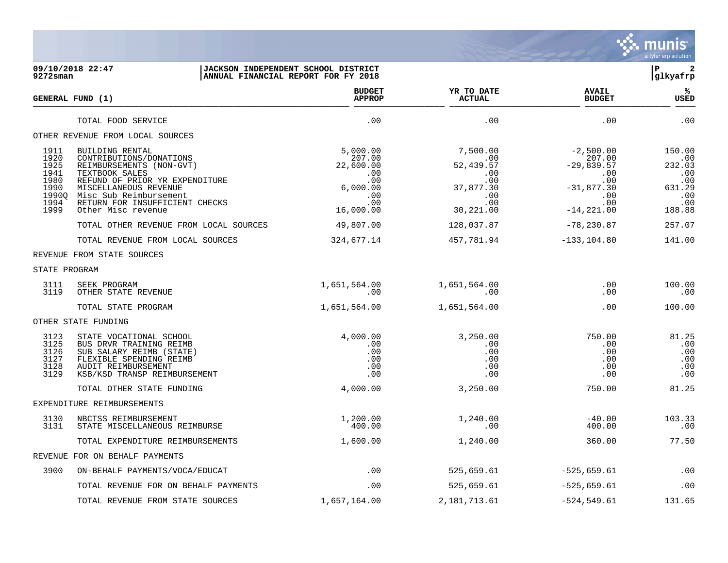**JACKSON INDEPENDENT SCHOOL DISTRICT**
**ANNUAL FINANCIAL REPORT FOR FY 2018**

09/10/2018 22:47
9272sman

glkyafrp

| GENERAL FUND (1) | | BUDGET APPROP | YR TO DATE ACTUAL | AVAIL BUDGET | % USED |
|---|---|---|---|---|---|
| | TOTAL FOOD SERVICE | .00 | .00 | .00 | .00 |
| OTHER REVENUE FROM LOCAL SOURCES | | | | | |
| 1911 | BUILDING RENTAL | 5,000.00 | 7,500.00 | -2,500.00 | 150.00 |
| 1920 | CONTRIBUTIONS/DONATIONS | 207.00 | .00 | 207.00 | .00 |
| 1925 | REIMBURSEMENTS (NON-GVT) | 22,600.00 | 52,439.57 | -29,839.57 | 232.03 |
| 1941 | TEXTBOOK SALES | .00 | .00 | .00 | .00 |
| 1980 | REFUND OF PRIOR YR EXPENDITURE | .00 | .00 | .00 | .00 |
| 1990 | MISCELLANEOUS REVENUE | 6,000.00 | 37,877.30 | -31,877.30 | 631.29 |
| 1990Q | Misc Sub Reimbursement | .00 | .00 | .00 | .00 |
| 1994 | RETURN FOR INSUFFICIENT CHECKS | .00 | .00 | .00 | .00 |
| 1999 | Other Misc revenue | 16,000.00 | 30,221.00 | -14,221.00 | 188.88 |
| | TOTAL OTHER REVENUE FROM LOCAL SOURCES | 49,807.00 | 128,037.87 | -78,230.87 | 257.07 |
| | TOTAL REVENUE FROM LOCAL SOURCES | 324,677.14 | 457,781.94 | -133,104.80 | 141.00 |
| REVENUE FROM STATE SOURCES | | | | | |
| STATE PROGRAM | | | | | |
| 3111 | SEEK PROGRAM | 1,651,564.00 | 1,651,564.00 | .00 | 100.00 |
| 3119 | OTHER STATE REVENUE | .00 | .00 | .00 | .00 |
| | TOTAL STATE PROGRAM | 1,651,564.00 | 1,651,564.00 | .00 | 100.00 |
| OTHER STATE FUNDING | | | | | |
| 3123 | STATE VOCATIONAL SCHOOL | 4,000.00 | 3,250.00 | 750.00 | 81.25 |
| 3125 | BUS DRVR TRAINING REIMB | .00 | .00 | .00 | .00 |
| 3126 | SUB SALARY REIMB (STATE) | .00 | .00 | .00 | .00 |
| 3127 | FLEXIBLE SPENDING REIMB | .00 | .00 | .00 | .00 |
| 3128 | AUDIT REIMBURSEMENT | .00 | .00 | .00 | .00 |
| 3129 | KSB/KSD TRANSP REIMBURSEMENT | .00 | .00 | .00 | .00 |
| | TOTAL OTHER STATE FUNDING | 4,000.00 | 3,250.00 | 750.00 | 81.25 |
| EXPENDITURE REIMBURSEMENTS | | | | | |
| 3130 | NBCTSS REIMBURSEMENT | 1,200.00 | 1,240.00 | -40.00 | 103.33 |
| 3131 | STATE MISCELLANEOUS REIMBURSE | 400.00 | .00 | 400.00 | .00 |
| | TOTAL EXPENDITURE REIMBURSEMENTS | 1,600.00 | 1,240.00 | 360.00 | 77.50 |
| REVENUE FOR ON BEHALF PAYMENTS | | | | | |
| 3900 | ON-BEHALF PAYMENTS/VOCA/EDUCAT | .00 | 525,659.61 | -525,659.61 | .00 |
| | TOTAL REVENUE FOR ON BEHALF PAYMENTS | .00 | 525,659.61 | -525,659.61 | .00 |
| | TOTAL REVENUE FROM STATE SOURCES | 1,657,164.00 | 2,181,713.61 | -524,549.61 | 131.65 |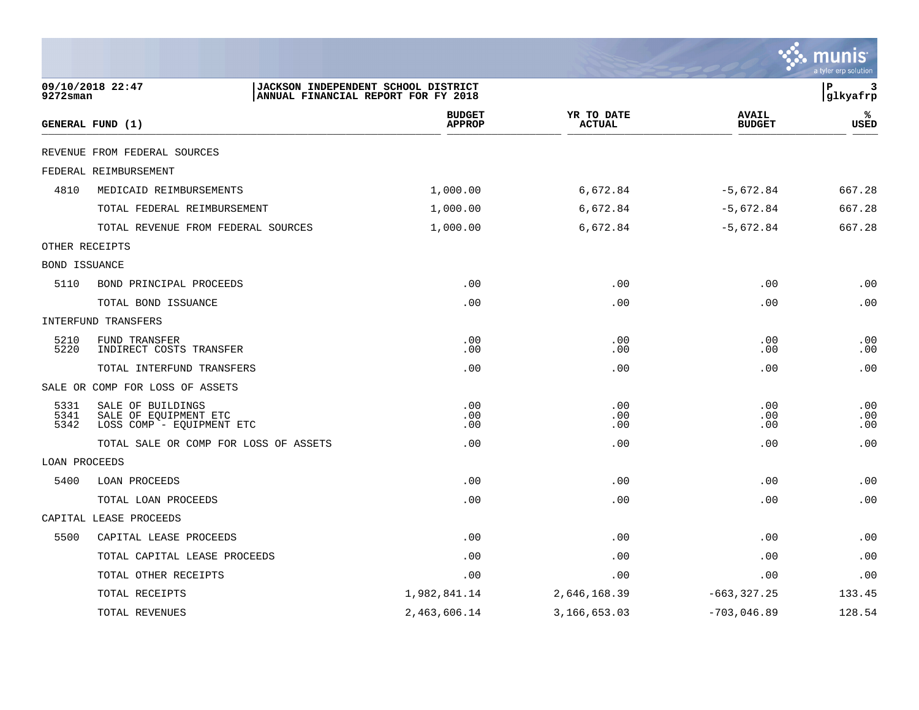JACKSON INDEPENDENT SCHOOL DISTRICT
ANNUAL FINANCIAL REPORT FOR FY 2018

09/10/2018 22:47
9272sman

| GENERAL FUND (1) | | BUDGET APPROP | YR TO DATE ACTUAL | AVAIL BUDGET | % USED |
|---|---|---|---|---|---|
| REVENUE FROM FEDERAL SOURCES | | | | | |
| FEDERAL REIMBURSEMENT | | | | | |
| 4810 | MEDICAID REIMBURSEMENTS | 1,000.00 | 6,672.84 | -5,672.84 | 667.28 |
| | TOTAL FEDERAL REIMBURSEMENT | 1,000.00 | 6,672.84 | -5,672.84 | 667.28 |
| | TOTAL REVENUE FROM FEDERAL SOURCES | 1,000.00 | 6,672.84 | -5,672.84 | 667.28 |
| OTHER RECEIPTS | | | | | |
| BOND ISSUANCE | | | | | |
| 5110 | BOND PRINCIPAL PROCEEDS | .00 | .00 | .00 | .00 |
| | TOTAL BOND ISSUANCE | .00 | .00 | .00 | .00 |
| INTERFUND TRANSFERS | | | | | |
| 5210 | FUND TRANSFER | .00 | .00 | .00 | .00 |
| 5220 | INDIRECT COSTS TRANSFER | .00 | .00 | .00 | .00 |
| | TOTAL INTERFUND TRANSFERS | .00 | .00 | .00 | .00 |
| SALE OR COMP FOR LOSS OF ASSETS | | | | | |
| 5331 | SALE OF BUILDINGS | .00 | .00 | .00 | .00 |
| 5341 | SALE OF EQUIPMENT ETC | .00 | .00 | .00 | .00 |
| 5342 | LOSS COMP - EQUIPMENT ETC | .00 | .00 | .00 | .00 |
| | TOTAL SALE OR COMP FOR LOSS OF ASSETS | .00 | .00 | .00 | .00 |
| LOAN PROCEEDS | | | | | |
| 5400 | LOAN PROCEEDS | .00 | .00 | .00 | .00 |
| | TOTAL LOAN PROCEEDS | .00 | .00 | .00 | .00 |
| CAPITAL LEASE PROCEEDS | | | | | |
| 5500 | CAPITAL LEASE PROCEEDS | .00 | .00 | .00 | .00 |
| | TOTAL CAPITAL LEASE PROCEEDS | .00 | .00 | .00 | .00 |
| | TOTAL OTHER RECEIPTS | .00 | .00 | .00 | .00 |
| | TOTAL RECEIPTS | 1,982,841.14 | 2,646,168.39 | -663,327.25 | 133.45 |
| | TOTAL REVENUES | 2,463,606.14 | 3,166,653.03 | -703,046.89 | 128.54 |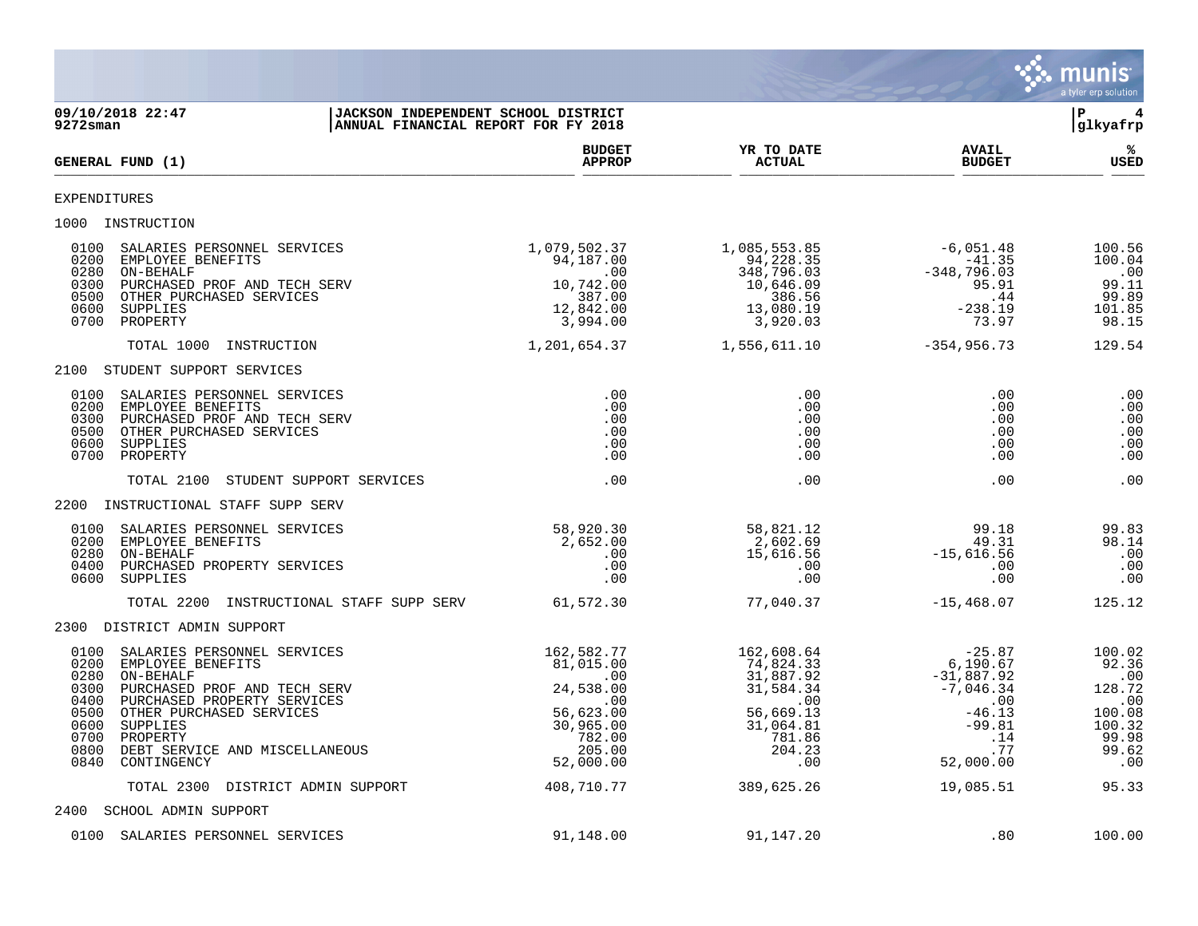**JACKSON INDEPENDENT SCHOOL DISTRICT**
**ANNUAL FINANCIAL REPORT FOR FY 2018**

09/10/2018 22:47
9272sman

| GENERAL FUND (1) | BUDGET APPROP | YR TO DATE ACTUAL | AVAIL BUDGET | % USED |
|---|---|---|---|---|
| **EXPENDITURES** | | | | |
| **1000 INSTRUCTION** | | | | |
| 0100 SALARIES PERSONNEL SERVICES | 1,079,502.37 | 1,085,553.85 | -6,051.48 | 100.56 |
| 0200 EMPLOYEE BENEFITS | 94,187.00 | 94,228.35 | -41.35 | 100.04 |
| 0280 ON-BEHALF | .00 | 348,796.03 | -348,796.03 | .00 |
| 0300 PURCHASED PROF AND TECH SERV | 10,742.00 | 10,646.09 | 95.91 | 99.11 |
| 0500 OTHER PURCHASED SERVICES | 387.00 | 386.56 | .44 | 99.89 |
| 0600 SUPPLIES | 12,842.00 | 13,080.19 | -238.19 | 101.85 |
| 0700 PROPERTY | 3,994.00 | 3,920.03 | 73.97 | 98.15 |
| TOTAL 1000 INSTRUCTION | 1,201,654.37 | 1,556,611.10 | -354,956.73 | 129.54 |
| **2100 STUDENT SUPPORT SERVICES** | | | | |
| 0100 SALARIES PERSONNEL SERVICES | .00 | .00 | .00 | .00 |
| 0200 EMPLOYEE BENEFITS | .00 | .00 | .00 | .00 |
| 0300 PURCHASED PROF AND TECH SERV | .00 | .00 | .00 | .00 |
| 0500 OTHER PURCHASED SERVICES | .00 | .00 | .00 | .00 |
| 0600 SUPPLIES | .00 | .00 | .00 | .00 |
| 0700 PROPERTY | .00 | .00 | .00 | .00 |
| TOTAL 2100 STUDENT SUPPORT SERVICES | .00 | .00 | .00 | .00 |
| **2200 INSTRUCTIONAL STAFF SUPP SERV** | | | | |
| 0100 SALARIES PERSONNEL SERVICES | 58,920.30 | 58,821.12 | 99.18 | 99.83 |
| 0200 EMPLOYEE BENEFITS | 2,652.00 | 2,602.69 | 49.31 | 98.14 |
| 0280 ON-BEHALF | .00 | 15,616.56 | -15,616.56 | .00 |
| 0400 PURCHASED PROPERTY SERVICES | .00 | .00 | .00 | .00 |
| 0600 SUPPLIES | .00 | .00 | .00 | .00 |
| TOTAL 2200 INSTRUCTIONAL STAFF SUPP SERV | 61,572.30 | 77,040.37 | -15,468.07 | 125.12 |
| **2300 DISTRICT ADMIN SUPPORT** | | | | |
| 0100 SALARIES PERSONNEL SERVICES | 162,582.77 | 162,608.64 | -25.87 | 100.02 |
| 0200 EMPLOYEE BENEFITS | 81,015.00 | 74,824.33 | 6,190.67 | 92.36 |
| 0280 ON-BEHALF | .00 | 31,887.92 | -31,887.92 | .00 |
| 0300 PURCHASED PROF AND TECH SERV | 24,538.00 | 31,584.34 | -7,046.34 | 128.72 |
| 0400 PURCHASED PROPERTY SERVICES | .00 | .00 | .00 | .00 |
| 0500 OTHER PURCHASED SERVICES | 56,623.00 | 56,669.13 | -46.13 | 100.08 |
| 0600 SUPPLIES | 30,965.00 | 31,064.81 | -99.81 | 100.32 |
| 0700 PROPERTY | 782.00 | 781.86 | .14 | 99.98 |
| 0800 DEBT SERVICE AND MISCELLANEOUS | 205.00 | 204.23 | .77 | 99.62 |
| 0840 CONTINGENCY | 52,000.00 | .00 | 52,000.00 | .00 |
| TOTAL 2300 DISTRICT ADMIN SUPPORT | 408,710.77 | 389,625.26 | 19,085.51 | 95.33 |
| **2400 SCHOOL ADMIN SUPPORT** | | | | |
| 0100 SALARIES PERSONNEL SERVICES | 91,148.00 | 91,147.20 | .80 | 100.00 |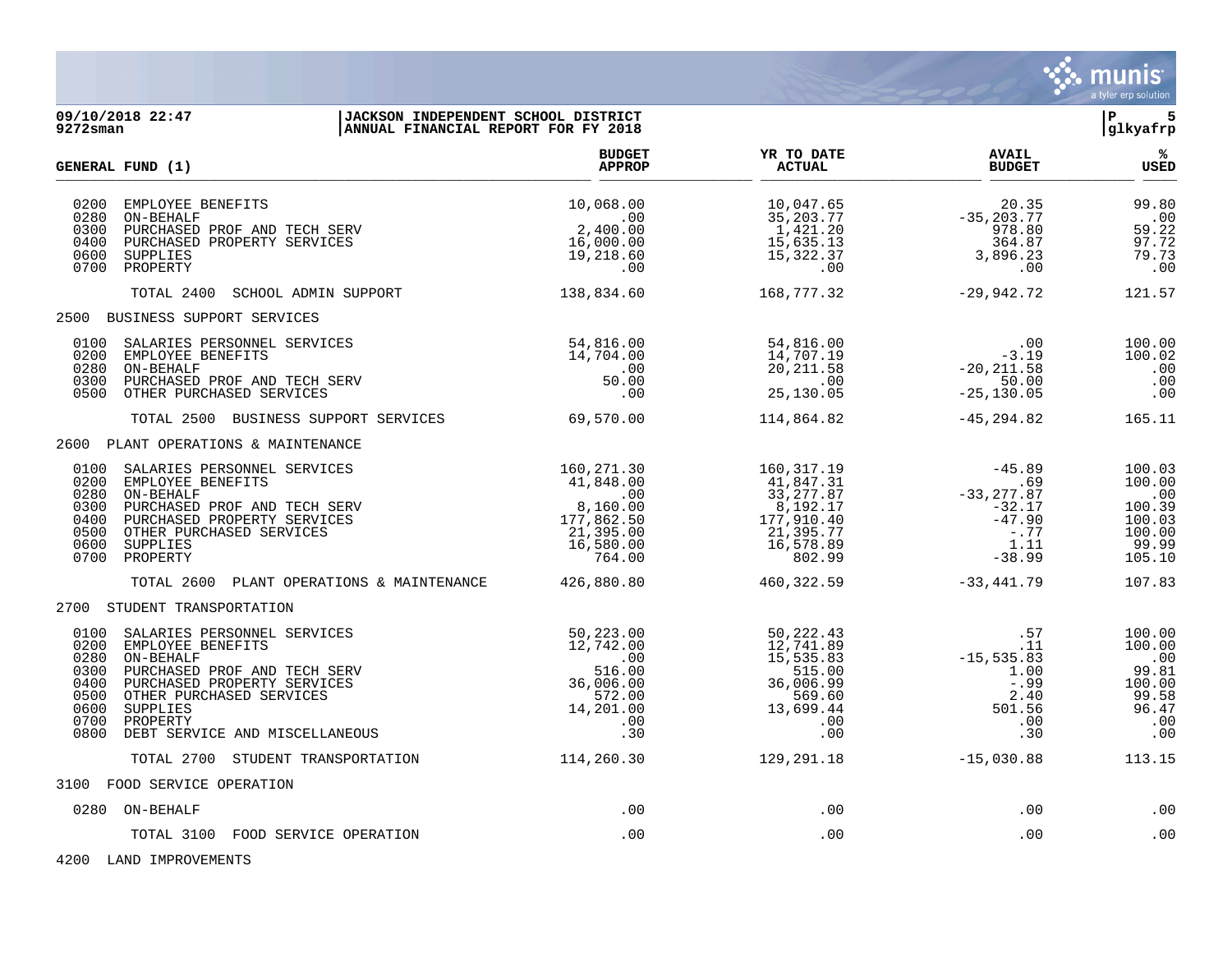**JACKSON INDEPENDENT SCHOOL DISTRICT**
**ANNUAL FINANCIAL REPORT FOR FY 2018**

09/10/2018 22:47
9272sman

| GENERAL FUND (1) | BUDGET APPROP | YR TO DATE ACTUAL | AVAIL BUDGET | % USED |
|---|---|---|---|---|
| 0200 EMPLOYEE BENEFITS | 10,068.00 | 10,047.65 | 20.35 | 99.80 |
| 0280 ON-BEHALF | .00 | 35,203.77 | -35,203.77 | .00 |
| 0300 PURCHASED PROF AND TECH SERV | 2,400.00 | 1,421.20 | 978.80 | 59.22 |
| 0400 PURCHASED PROPERTY SERVICES | 16,000.00 | 15,635.13 | 364.87 | 97.72 |
| 0600 SUPPLIES | 19,218.60 | 15,322.37 | 3,896.23 | 79.73 |
| 0700 PROPERTY | .00 | .00 | .00 | .00 |
| TOTAL 2400 SCHOOL ADMIN SUPPORT | 138,834.60 | 168,777.32 | -29,942.72 | 121.57 |
| **2500 BUSINESS SUPPORT SERVICES** | | | | |
| 0100 SALARIES PERSONNEL SERVICES | 54,816.00 | 54,816.00 | .00 | 100.00 |
| 0200 EMPLOYEE BENEFITS | 14,704.00 | 14,707.19 | -3.19 | 100.02 |
| 0280 ON-BEHALF | .00 | 20,211.58 | -20,211.58 | .00 |
| 0300 PURCHASED PROF AND TECH SERV | 50.00 | .00 | 50.00 | .00 |
| 0500 OTHER PURCHASED SERVICES | .00 | 25,130.05 | -25,130.05 | .00 |
| TOTAL 2500 BUSINESS SUPPORT SERVICES | 69,570.00 | 114,864.82 | -45,294.82 | 165.11 |
| **2600 PLANT OPERATIONS & MAINTENANCE** | | | | |
| 0100 SALARIES PERSONNEL SERVICES | 160,271.30 | 160,317.19 | -45.89 | 100.03 |
| 0200 EMPLOYEE BENEFITS | 41,848.00 | 41,847.31 | .69 | 100.00 |
| 0280 ON-BEHALF | .00 | 33,277.87 | -33,277.87 | .00 |
| 0300 PURCHASED PROF AND TECH SERV | 8,160.00 | 8,192.17 | -32.17 | 100.39 |
| 0400 PURCHASED PROPERTY SERVICES | 177,862.50 | 177,910.40 | -47.90 | 100.03 |
| 0500 OTHER PURCHASED SERVICES | 21,395.00 | 21,395.77 | -.77 | 100.00 |
| 0600 SUPPLIES | 16,580.00 | 16,578.89 | 1.11 | 99.99 |
| 0700 PROPERTY | 764.00 | 802.99 | -38.99 | 105.10 |
| TOTAL 2600 PLANT OPERATIONS & MAINTENANCE | 426,880.80 | 460,322.59 | -33,441.79 | 107.83 |
| **2700 STUDENT TRANSPORTATION** | | | | |
| 0100 SALARIES PERSONNEL SERVICES | 50,223.00 | 50,222.43 | .57 | 100.00 |
| 0200 EMPLOYEE BENEFITS | 12,742.00 | 12,741.89 | .11 | 100.00 |
| 0280 ON-BEHALF | .00 | 15,535.83 | -15,535.83 | .00 |
| 0300 PURCHASED PROF AND TECH SERV | 516.00 | 515.00 | 1.00 | 99.81 |
| 0400 PURCHASED PROPERTY SERVICES | 36,006.00 | 36,006.99 | -.99 | 100.00 |
| 0500 OTHER PURCHASED SERVICES | 572.00 | 569.60 | 2.40 | 99.58 |
| 0600 SUPPLIES | 14,201.00 | 13,699.44 | 501.56 | 96.47 |
| 0700 PROPERTY | .00 | .00 | .00 | .00 |
| 0800 DEBT SERVICE AND MISCELLANEOUS | .30 | .00 | .30 | .00 |
| TOTAL 2700 STUDENT TRANSPORTATION | 114,260.30 | 129,291.18 | -15,030.88 | 113.15 |
| **3100 FOOD SERVICE OPERATION** | | | | |
| 0280 ON-BEHALF | .00 | .00 | .00 | .00 |
| TOTAL 3100 FOOD SERVICE OPERATION | .00 | .00 | .00 | .00 |
| **4200 LAND IMPROVEMENTS** | | | | |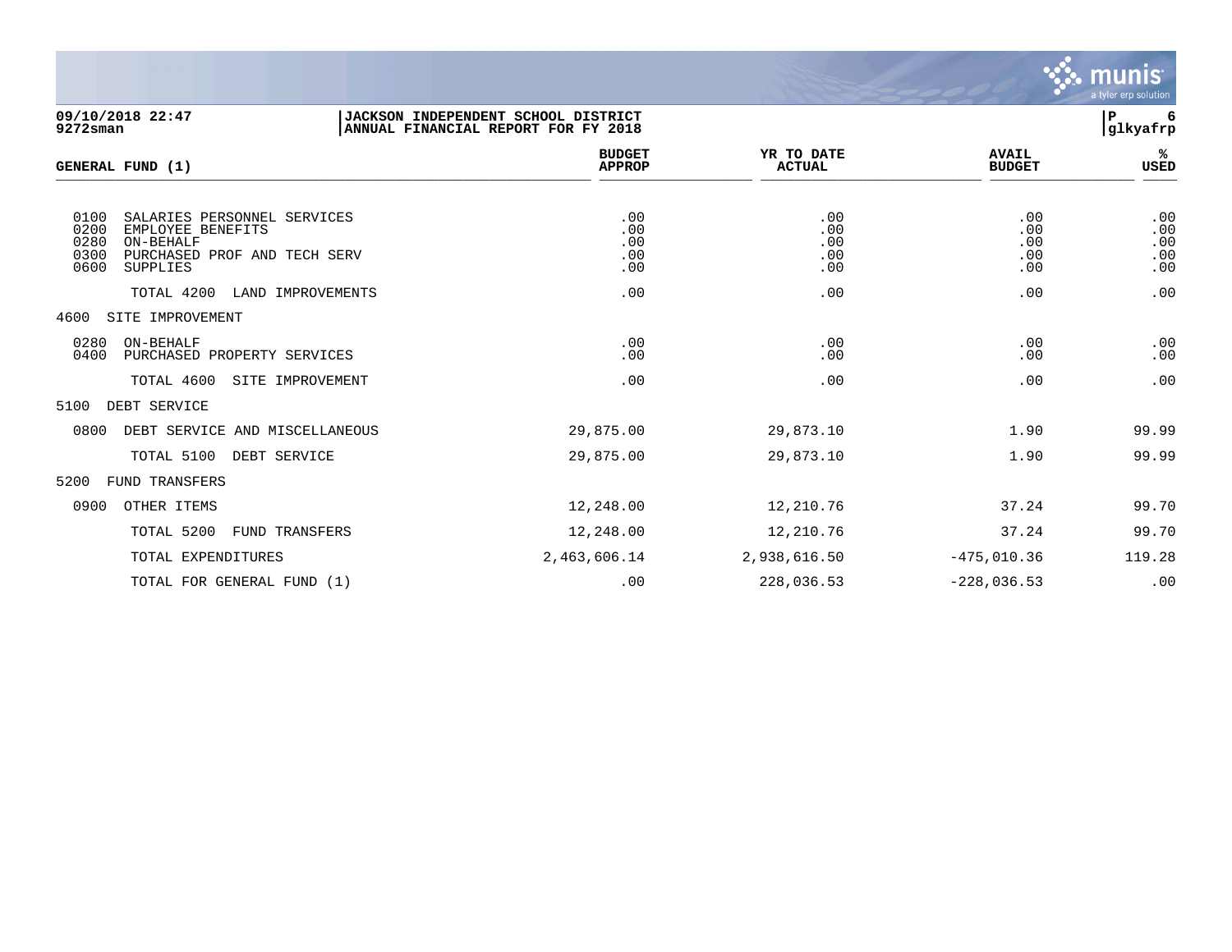**09/10/2018 22:47**
**9272sman**

**JACKSON INDEPENDENT SCHOOL DISTRICT**
**ANNUAL FINANCIAL REPORT FOR FY 2018**

**P 6**
**glkyafrp**

| GENERAL FUND (1) | BUDGET APPROP | YR TO DATE ACTUAL | AVAIL BUDGET | % USED |
|---|---|---|---|---|
| 0100 SALARIES PERSONNEL SERVICES | .00 | .00 | .00 | .00 |
| 0200 EMPLOYEE BENEFITS | .00 | .00 | .00 | .00 |
| 0280 ON-BEHALF | .00 | .00 | .00 | .00 |
| 0300 PURCHASED PROF AND TECH SERV | .00 | .00 | .00 | .00 |
| 0600 SUPPLIES | .00 | .00 | .00 | .00 |
| TOTAL 4200 LAND IMPROVEMENTS | .00 | .00 | .00 | .00 |
| 4600 SITE IMPROVEMENT | | | | |
| 0280 ON-BEHALF | .00 | .00 | .00 | .00 |
| 0400 PURCHASED PROPERTY SERVICES | .00 | .00 | .00 | .00 |
| TOTAL 4600 SITE IMPROVEMENT | .00 | .00 | .00 | .00 |
| 5100 DEBT SERVICE | | | | |
| 0800 DEBT SERVICE AND MISCELLANEOUS | 29,875.00 | 29,873.10 | 1.90 | 99.99 |
| TOTAL 5100 DEBT SERVICE | 29,875.00 | 29,873.10 | 1.90 | 99.99 |
| 5200 FUND TRANSFERS | | | | |
| 0900 OTHER ITEMS | 12,248.00 | 12,210.76 | 37.24 | 99.70 |
| TOTAL 5200 FUND TRANSFERS | 12,248.00 | 12,210.76 | 37.24 | 99.70 |
| TOTAL EXPENDITURES | 2,463,606.14 | 2,938,616.50 | -475,010.36 | 119.28 |
| TOTAL FOR GENERAL FUND (1) | .00 | 228,036.53 | -228,036.53 | .00 |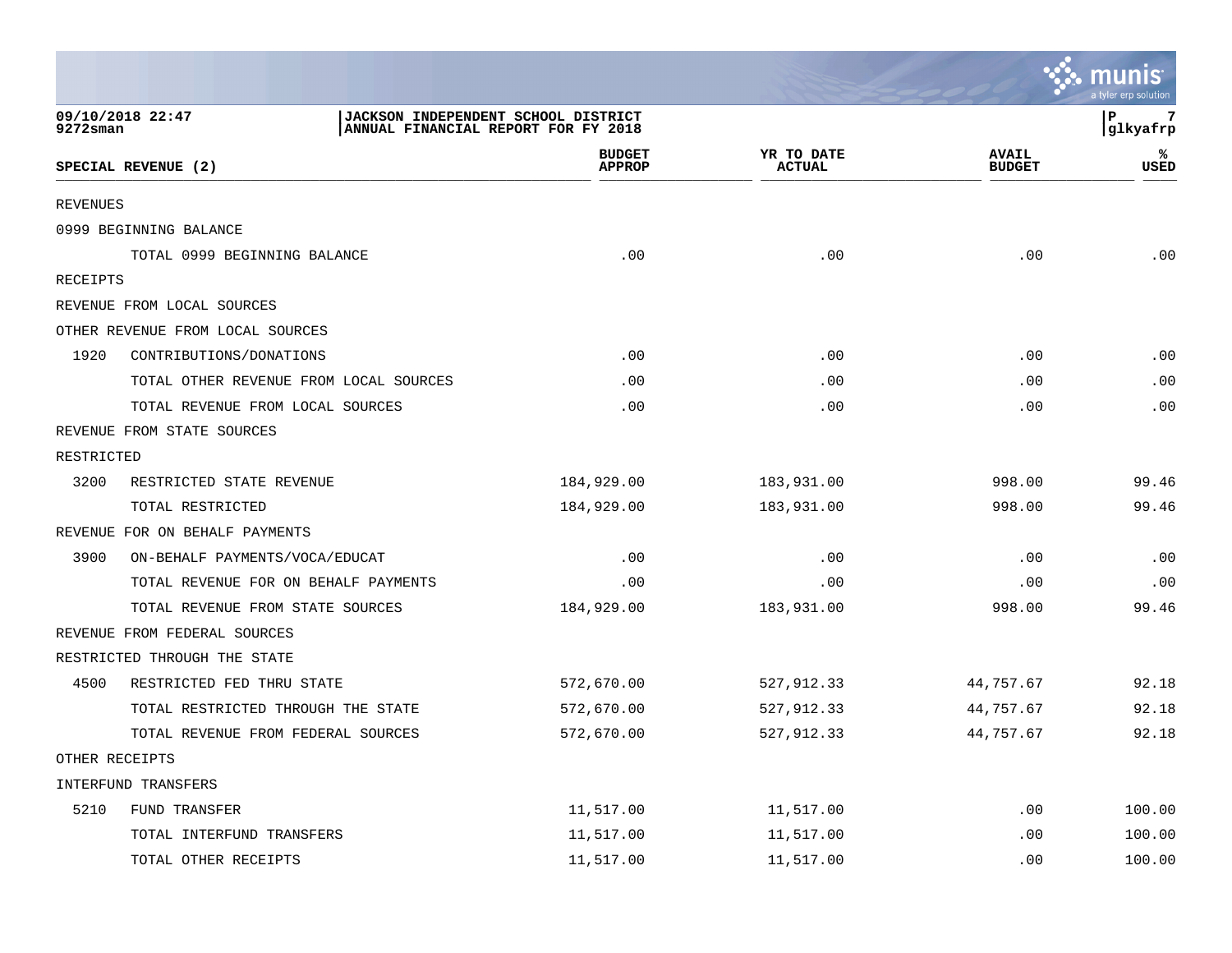09/10/2018 22:47 | JACKSON INDEPENDENT SCHOOL DISTRICT
9272sman | ANNUAL FINANCIAL REPORT FOR FY 2018

P 7
glkyafrp

| SPECIAL REVENUE (2) | | BUDGET APPROP | YR TO DATE ACTUAL | AVAIL BUDGET | % USED |
|---|---|---|---|---|---|
| REVENUES | | | | | |
| 0999 BEGINNING BALANCE | | | | | |
| | TOTAL 0999 BEGINNING BALANCE | .00 | .00 | .00 | .00 |
| RECEIPTS | | | | | |
| REVENUE FROM LOCAL SOURCES | | | | | |
| OTHER REVENUE FROM LOCAL SOURCES | | | | | |
| 1920 | CONTRIBUTIONS/DONATIONS | .00 | .00 | .00 | .00 |
| | TOTAL OTHER REVENUE FROM LOCAL SOURCES | .00 | .00 | .00 | .00 |
| | TOTAL REVENUE FROM LOCAL SOURCES | .00 | .00 | .00 | .00 |
| REVENUE FROM STATE SOURCES | | | | | |
| RESTRICTED | | | | | |
| 3200 | RESTRICTED STATE REVENUE | 184,929.00 | 183,931.00 | 998.00 | 99.46 |
| | TOTAL RESTRICTED | 184,929.00 | 183,931.00 | 998.00 | 99.46 |
| REVENUE FOR ON BEHALF PAYMENTS | | | | | |
| 3900 | ON-BEHALF PAYMENTS/VOCA/EDUCAT | .00 | .00 | .00 | .00 |
| | TOTAL REVENUE FOR ON BEHALF PAYMENTS | .00 | .00 | .00 | .00 |
| | TOTAL REVENUE FROM STATE SOURCES | 184,929.00 | 183,931.00 | 998.00 | 99.46 |
| REVENUE FROM FEDERAL SOURCES | | | | | |
| RESTRICTED THROUGH THE STATE | | | | | |
| 4500 | RESTRICTED FED THRU STATE | 572,670.00 | 527,912.33 | 44,757.67 | 92.18 |
| | TOTAL RESTRICTED THROUGH THE STATE | 572,670.00 | 527,912.33 | 44,757.67 | 92.18 |
| | TOTAL REVENUE FROM FEDERAL SOURCES | 572,670.00 | 527,912.33 | 44,757.67 | 92.18 |
| OTHER RECEIPTS | | | | | |
| INTERFUND TRANSFERS | | | | | |
| 5210 | FUND TRANSFER | 11,517.00 | 11,517.00 | .00 | 100.00 |
| | TOTAL INTERFUND TRANSFERS | 11,517.00 | 11,517.00 | .00 | 100.00 |
| | TOTAL OTHER RECEIPTS | 11,517.00 | 11,517.00 | .00 | 100.00 |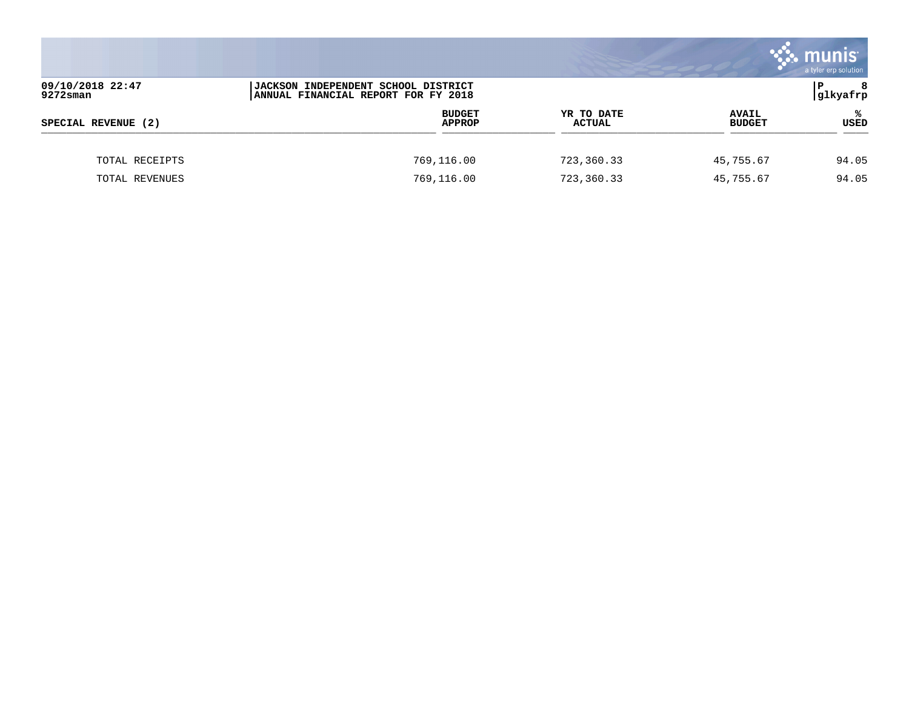| SPECIAL REVENUE (2) | BUDGET APPROP | YR TO DATE ACTUAL | AVAIL BUDGET | % USED |
|---|---|---|---|---|
| TOTAL RECEIPTS | 769,116.00 | 723,360.33 | 45,755.67 | 94.05 |
| TOTAL REVENUES | 769,116.00 | 723,360.33 | 45,755.67 | 94.05 |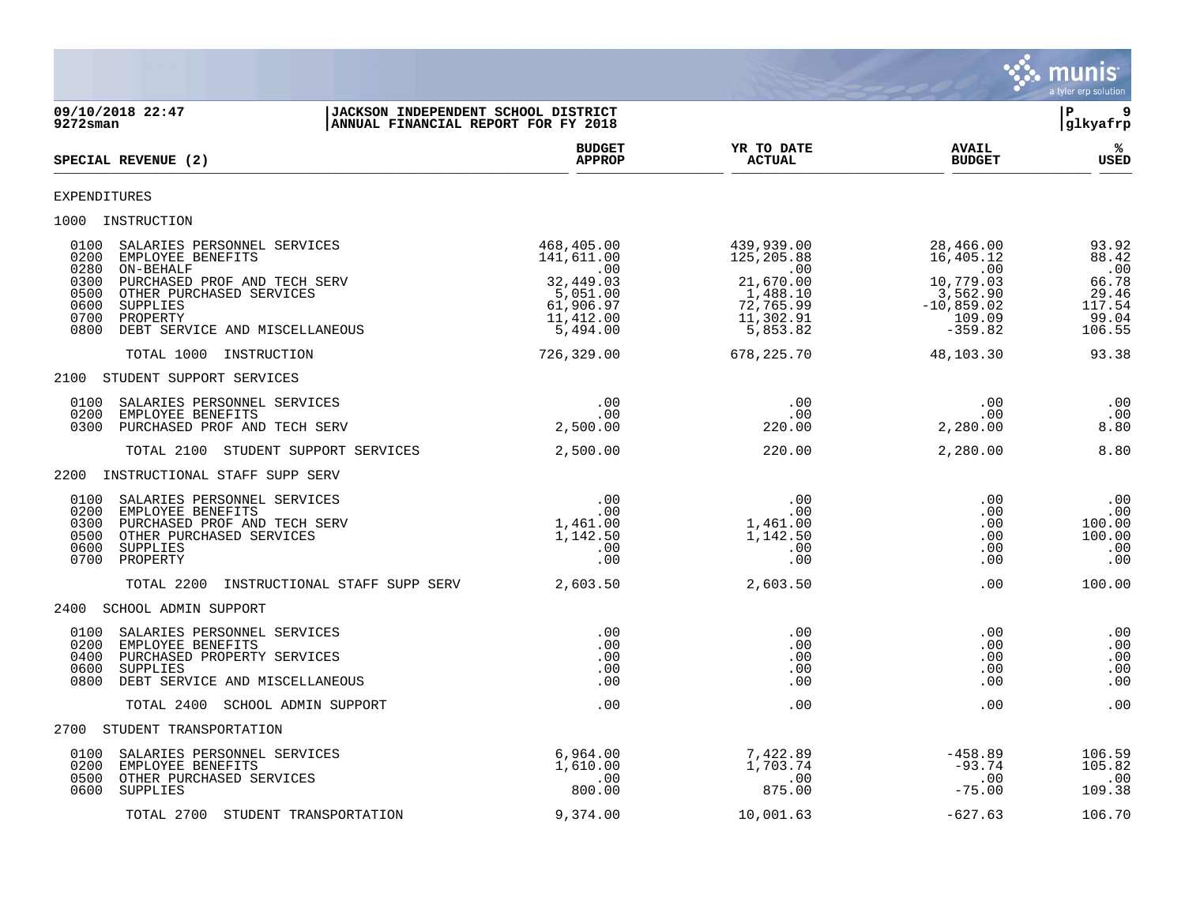**JACKSON INDEPENDENT SCHOOL DISTRICT**
**ANNUAL FINANCIAL REPORT FOR FY 2018**

09/10/2018 22:47
9272sman

glkyafrp

| SPECIAL REVENUE (2) | BUDGET APPROP | YR TO DATE ACTUAL | AVAIL BUDGET | % USED |
|---|---|---|---|---|
| **EXPENDITURES** | | | | |
| **1000 INSTRUCTION** | | | | |
| 0100 SALARIES PERSONNEL SERVICES | 468,405.00 | 439,939.00 | 28,466.00 | 93.92 |
| 0200 EMPLOYEE BENEFITS | 141,611.00 | 125,205.88 | 16,405.12 | 88.42 |
| 0280 ON-BEHALF | .00 | .00 | .00 | .00 |
| 0300 PURCHASED PROF AND TECH SERV | 32,449.03 | 21,670.00 | 10,779.03 | 66.78 |
| 0500 OTHER PURCHASED SERVICES | 5,051.00 | 1,488.10 | 3,562.90 | 29.46 |
| 0600 SUPPLIES | 61,906.97 | 72,765.99 | -10,859.02 | 117.54 |
| 0700 PROPERTY | 11,412.00 | 11,302.91 | 109.09 | 99.04 |
| 0800 DEBT SERVICE AND MISCELLANEOUS | 5,494.00 | 5,853.82 | -359.82 | 106.55 |
| TOTAL 1000 INSTRUCTION | 726,329.00 | 678,225.70 | 48,103.30 | 93.38 |
| **2100 STUDENT SUPPORT SERVICES** | | | | |
| 0100 SALARIES PERSONNEL SERVICES | .00 | .00 | .00 | .00 |
| 0200 EMPLOYEE BENEFITS | .00 | .00 | .00 | .00 |
| 0300 PURCHASED PROF AND TECH SERV | 2,500.00 | 220.00 | 2,280.00 | 8.80 |
| TOTAL 2100 STUDENT SUPPORT SERVICES | 2,500.00 | 220.00 | 2,280.00 | 8.80 |
| **2200 INSTRUCTIONAL STAFF SUPP SERV** | | | | |
| 0100 SALARIES PERSONNEL SERVICES | .00 | .00 | .00 | .00 |
| 0200 EMPLOYEE BENEFITS | .00 | .00 | .00 | .00 |
| 0300 PURCHASED PROF AND TECH SERV | 1,461.00 | 1,461.00 | .00 | 100.00 |
| 0500 OTHER PURCHASED SERVICES | 1,142.50 | 1,142.50 | .00 | 100.00 |
| 0600 SUPPLIES | .00 | .00 | .00 | .00 |
| 0700 PROPERTY | .00 | .00 | .00 | .00 |
| TOTAL 2200 INSTRUCTIONAL STAFF SUPP SERV | 2,603.50 | 2,603.50 | .00 | 100.00 |
| **2400 SCHOOL ADMIN SUPPORT** | | | | |
| 0100 SALARIES PERSONNEL SERVICES | .00 | .00 | .00 | .00 |
| 0200 EMPLOYEE BENEFITS | .00 | .00 | .00 | .00 |
| 0400 PURCHASED PROPERTY SERVICES | .00 | .00 | .00 | .00 |
| 0600 SUPPLIES | .00 | .00 | .00 | .00 |
| 0800 DEBT SERVICE AND MISCELLANEOUS | .00 | .00 | .00 | .00 |
| TOTAL 2400 SCHOOL ADMIN SUPPORT | .00 | .00 | .00 | .00 |
| **2700 STUDENT TRANSPORTATION** | | | | |
| 0100 SALARIES PERSONNEL SERVICES | 6,964.00 | 7,422.89 | -458.89 | 106.59 |
| 0200 EMPLOYEE BENEFITS | 1,610.00 | 1,703.74 | -93.74 | 105.82 |
| 0500 OTHER PURCHASED SERVICES | .00 | .00 | .00 | .00 |
| 0600 SUPPLIES | 800.00 | 875.00 | -75.00 | 109.38 |
| TOTAL 2700 STUDENT TRANSPORTATION | 9,374.00 | 10,001.63 | -627.63 | 106.70 |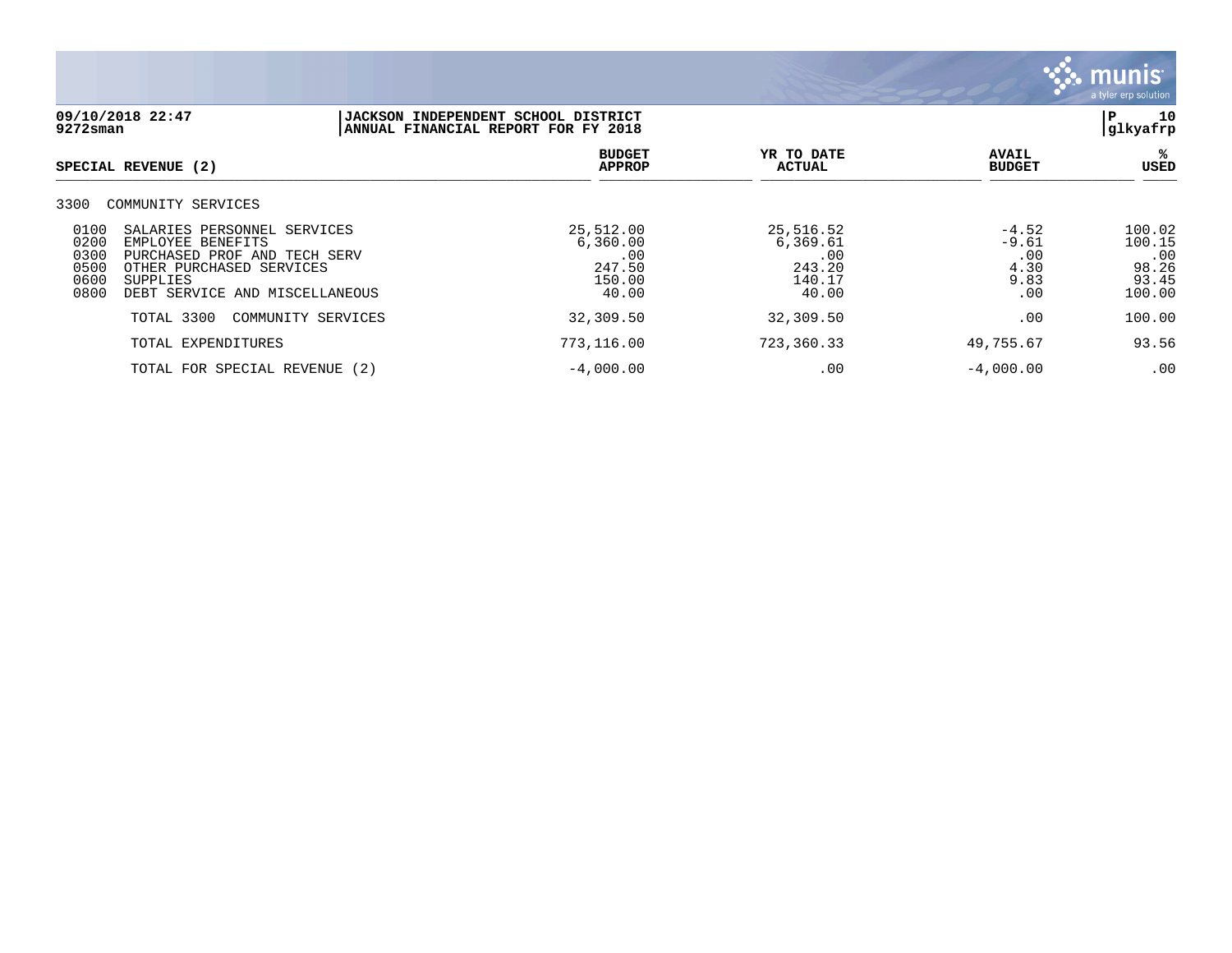09/10/2018 22:47
9272sman

**JACKSON INDEPENDENT SCHOOL DISTRICT**
**ANNUAL FINANCIAL REPORT FOR FY 2018**

P 10
glkyafrp

| SPECIAL REVENUE (2) | | BUDGET APPROP | YR TO DATE ACTUAL | AVAIL BUDGET | % USED |
|---|---|---|---|---|---|
| 3300 | COMMUNITY SERVICES | | | | |
| 0100 | SALARIES PERSONNEL SERVICES | 25,512.00 | 25,516.52 | -4.52 | 100.02 |
| 0200 | EMPLOYEE BENEFITS | 6,360.00 | 6,369.61 | -9.61 | 100.15 |
| 0300 | PURCHASED PROF AND TECH SERV | .00 | .00 | .00 | .00 |
| 0500 | OTHER PURCHASED SERVICES | 247.50 | 243.20 | 4.30 | 98.26 |
| 0600 | SUPPLIES | 150.00 | 140.17 | 9.83 | 93.45 |
| 0800 | DEBT SERVICE AND MISCELLANEOUS | 40.00 | 40.00 | .00 | 100.00 |
| | TOTAL 3300 COMMUNITY SERVICES | 32,309.50 | 32,309.50 | .00 | 100.00 |
| | TOTAL EXPENDITURES | 773,116.00 | 723,360.33 | 49,755.67 | 93.56 |
| | TOTAL FOR SPECIAL REVENUE (2) | -4,000.00 | .00 | -4,000.00 | .00 |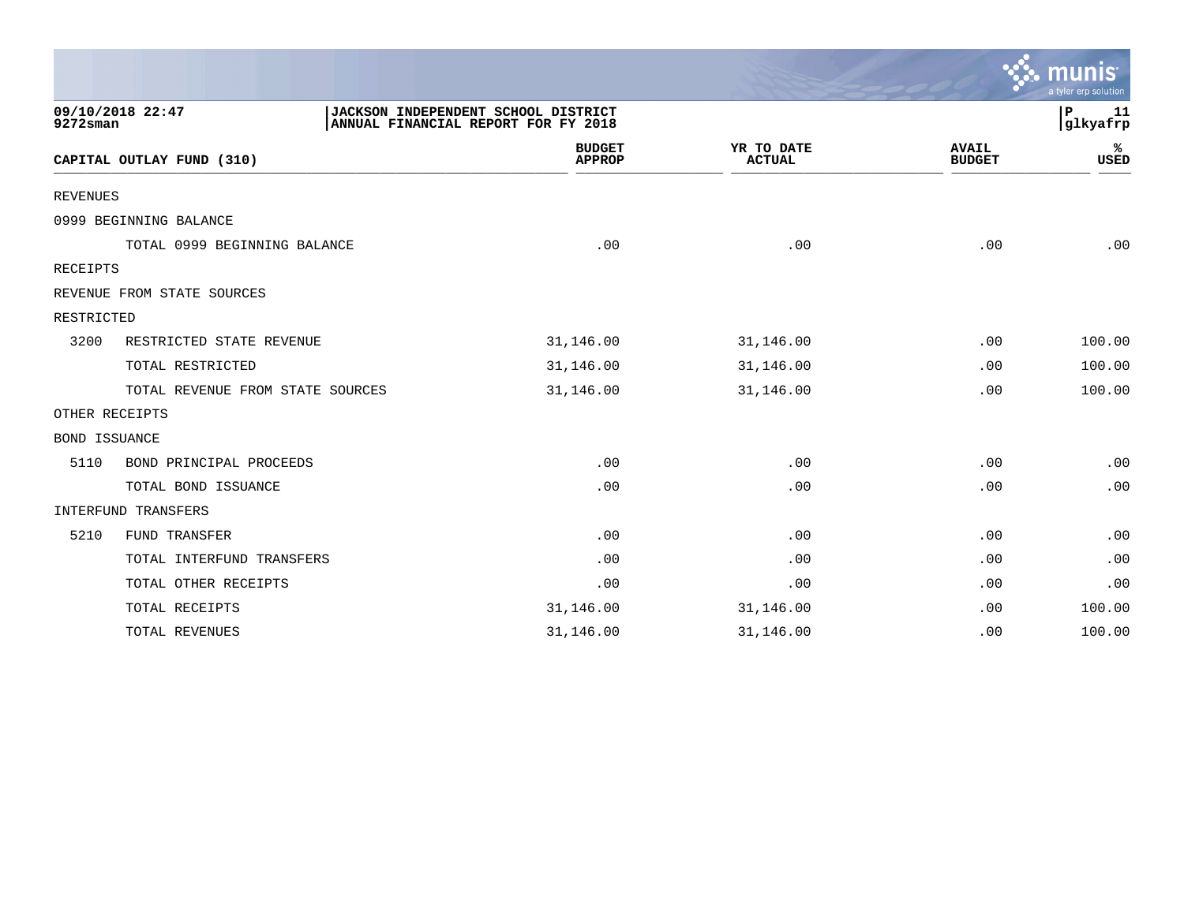09/10/2018 22:47 — 9272sman

JACKSON INDEPENDENT SCHOOL DISTRICT
ANNUAL FINANCIAL REPORT FOR FY 2018

| CAPITAL OUTLAY FUND (310) | | BUDGET APPROP | YR TO DATE ACTUAL | AVAIL BUDGET | % USED |
|---|---|---|---|---|---|
| REVENUES | | | | | |
| 0999 BEGINNING BALANCE | | | | | |
| | TOTAL 0999 BEGINNING BALANCE | .00 | .00 | .00 | .00 |
| RECEIPTS | | | | | |
| REVENUE FROM STATE SOURCES | | | | | |
| RESTRICTED | | | | | |
| 3200 | RESTRICTED STATE REVENUE | 31,146.00 | 31,146.00 | .00 | 100.00 |
| | TOTAL RESTRICTED | 31,146.00 | 31,146.00 | .00 | 100.00 |
| | TOTAL REVENUE FROM STATE SOURCES | 31,146.00 | 31,146.00 | .00 | 100.00 |
| OTHER RECEIPTS | | | | | |
| BOND ISSUANCE | | | | | |
| 5110 | BOND PRINCIPAL PROCEEDS | .00 | .00 | .00 | .00 |
| | TOTAL BOND ISSUANCE | .00 | .00 | .00 | .00 |
| INTERFUND TRANSFERS | | | | | |
| 5210 | FUND TRANSFER | .00 | .00 | .00 | .00 |
| | TOTAL INTERFUND TRANSFERS | .00 | .00 | .00 | .00 |
| | TOTAL OTHER RECEIPTS | .00 | .00 | .00 | .00 |
| | TOTAL RECEIPTS | 31,146.00 | 31,146.00 | .00 | 100.00 |
| | TOTAL REVENUES | 31,146.00 | 31,146.00 | .00 | 100.00 |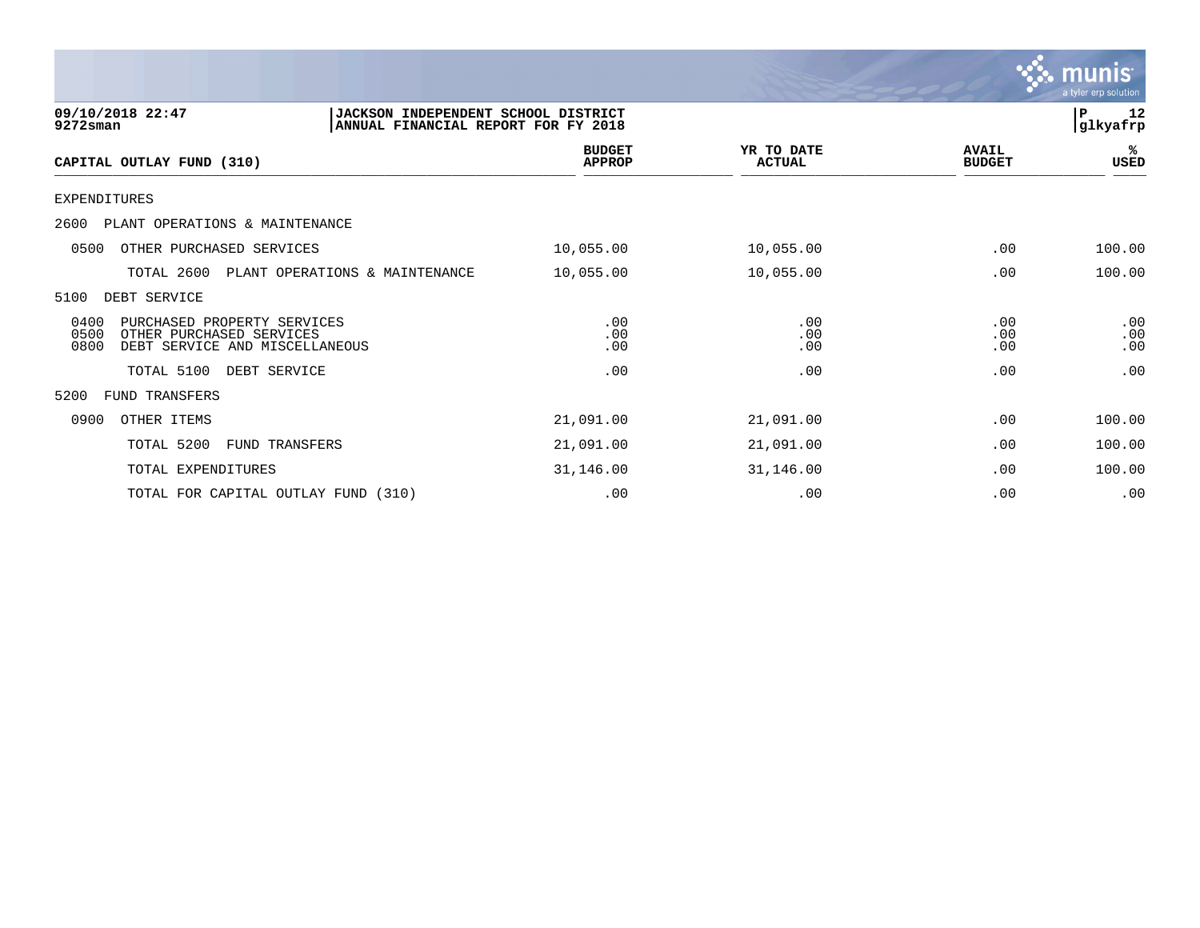09/10/2018 22:47 | JACKSON INDEPENDENT SCHOOL DISTRICT | P 12
9272sman | ANNUAL FINANCIAL REPORT FOR FY 2018 | glkyafrp

| CAPITAL OUTLAY FUND (310) | BUDGET APPROP | YR TO DATE ACTUAL | AVAIL BUDGET | % USED |
|---|---|---|---|---|
| EXPENDITURES | | | | |
| 2600 PLANT OPERATIONS & MAINTENANCE | | | | |
| 0500 OTHER PURCHASED SERVICES | 10,055.00 | 10,055.00 | .00 | 100.00 |
| TOTAL 2600 PLANT OPERATIONS & MAINTENANCE | 10,055.00 | 10,055.00 | .00 | 100.00 |
| 5100 DEBT SERVICE | | | | |
| 0400 PURCHASED PROPERTY SERVICES | .00 | .00 | .00 | .00 |
| 0500 OTHER PURCHASED SERVICES | .00 | .00 | .00 | .00 |
| 0800 DEBT SERVICE AND MISCELLANEOUS | .00 | .00 | .00 | .00 |
| TOTAL 5100 DEBT SERVICE | .00 | .00 | .00 | .00 |
| 5200 FUND TRANSFERS | | | | |
| 0900 OTHER ITEMS | 21,091.00 | 21,091.00 | .00 | 100.00 |
| TOTAL 5200 FUND TRANSFERS | 21,091.00 | 21,091.00 | .00 | 100.00 |
| TOTAL EXPENDITURES | 31,146.00 | 31,146.00 | .00 | 100.00 |
| TOTAL FOR CAPITAL OUTLAY FUND (310) | .00 | .00 | .00 | .00 |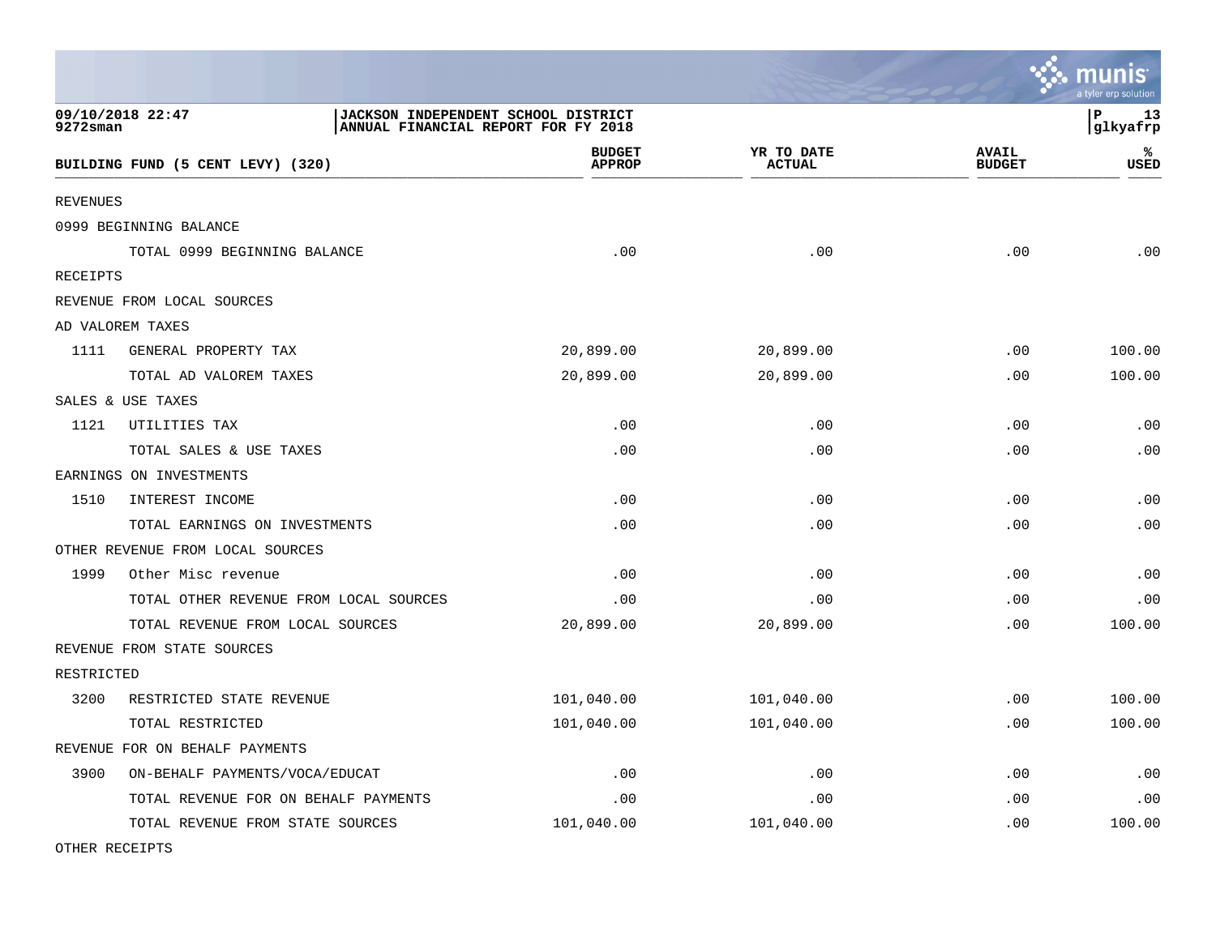09/10/2018 22:47
9272sman

JACKSON INDEPENDENT SCHOOL DISTRICT
ANNUAL FINANCIAL REPORT FOR FY 2018

P 13
glkyafrp

| BUILDING FUND (5 CENT LEVY) (320) | | BUDGET APPROP | YR TO DATE ACTUAL | AVAIL BUDGET | % USED |
|---|---|---|---|---|---|
| REVENUES | | | | | |
| 0999 BEGINNING BALANCE | | | | | |
| | TOTAL 0999 BEGINNING BALANCE | .00 | .00 | .00 | .00 |
| RECEIPTS | | | | | |
| REVENUE FROM LOCAL SOURCES | | | | | |
| AD VALOREM TAXES | | | | | |
| 1111 | GENERAL PROPERTY TAX | 20,899.00 | 20,899.00 | .00 | 100.00 |
| | TOTAL AD VALOREM TAXES | 20,899.00 | 20,899.00 | .00 | 100.00 |
| SALES & USE TAXES | | | | | |
| 1121 | UTILITIES TAX | .00 | .00 | .00 | .00 |
| | TOTAL SALES & USE TAXES | .00 | .00 | .00 | .00 |
| EARNINGS ON INVESTMENTS | | | | | |
| 1510 | INTEREST INCOME | .00 | .00 | .00 | .00 |
| | TOTAL EARNINGS ON INVESTMENTS | .00 | .00 | .00 | .00 |
| OTHER REVENUE FROM LOCAL SOURCES | | | | | |
| 1999 | Other Misc revenue | .00 | .00 | .00 | .00 |
| | TOTAL OTHER REVENUE FROM LOCAL SOURCES | .00 | .00 | .00 | .00 |
| | TOTAL REVENUE FROM LOCAL SOURCES | 20,899.00 | 20,899.00 | .00 | 100.00 |
| REVENUE FROM STATE SOURCES | | | | | |
| RESTRICTED | | | | | |
| 3200 | RESTRICTED STATE REVENUE | 101,040.00 | 101,040.00 | .00 | 100.00 |
| | TOTAL RESTRICTED | 101,040.00 | 101,040.00 | .00 | 100.00 |
| REVENUE FOR ON BEHALF PAYMENTS | | | | | |
| 3900 | ON-BEHALF PAYMENTS/VOCA/EDUCAT | .00 | .00 | .00 | .00 |
| | TOTAL REVENUE FOR ON BEHALF PAYMENTS | .00 | .00 | .00 | .00 |
| | TOTAL REVENUE FROM STATE SOURCES | 101,040.00 | 101,040.00 | .00 | 100.00 |
| OTHER RECEIPTS | | | | | |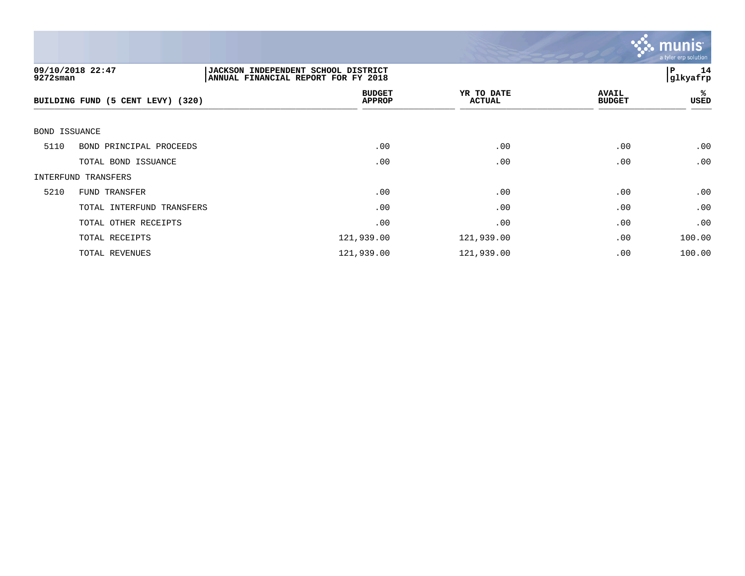09/10/2018 22:47 | JACKSON INDEPENDENT SCHOOL DISTRICT | P 14
9272sman | ANNUAL FINANCIAL REPORT FOR FY 2018 | glkyafrp

| BUILDING FUND (5 CENT LEVY) (320) | | BUDGET APPROP | YR TO DATE ACTUAL | AVAIL BUDGET | % USED |
|---|---|---|---|---|---|
| BOND ISSUANCE | | | | | |
| 5110 | BOND PRINCIPAL PROCEEDS | .00 | .00 | .00 | .00 |
| | TOTAL BOND ISSUANCE | .00 | .00 | .00 | .00 |
| INTERFUND TRANSFERS | | | | | |
| 5210 | FUND TRANSFER | .00 | .00 | .00 | .00 |
| | TOTAL INTERFUND TRANSFERS | .00 | .00 | .00 | .00 |
| | TOTAL OTHER RECEIPTS | .00 | .00 | .00 | .00 |
| | TOTAL RECEIPTS | 121,939.00 | 121,939.00 | .00 | 100.00 |
| | TOTAL REVENUES | 121,939.00 | 121,939.00 | .00 | 100.00 |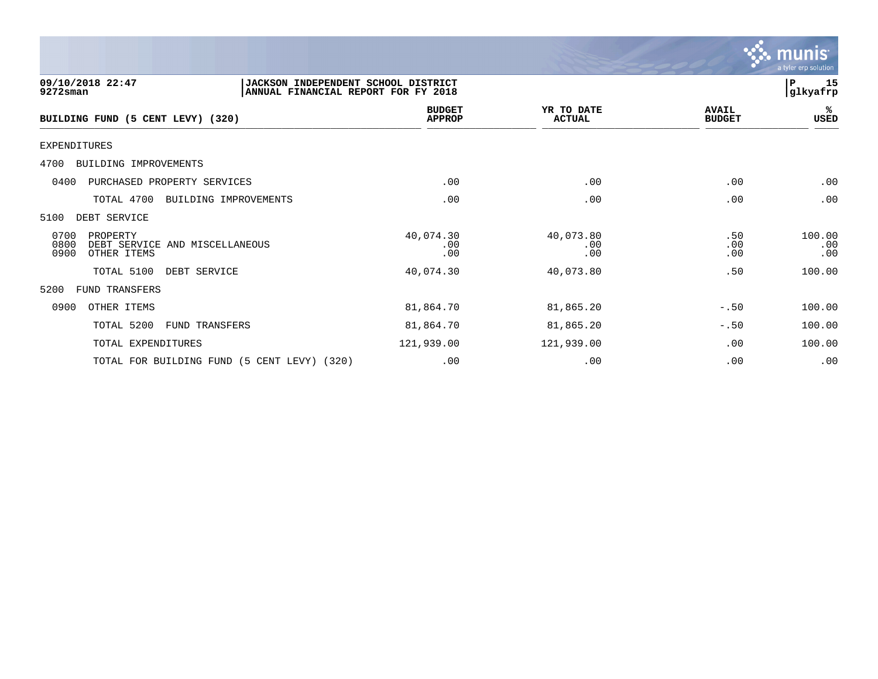09/10/2018 22:47
9272sman

JACKSON INDEPENDENT SCHOOL DISTRICT
ANNUAL FINANCIAL REPORT FOR FY 2018

P 15
glkyafrp

| BUILDING FUND (5 CENT LEVY) (320) | BUDGET APPROP | YR TO DATE ACTUAL | AVAIL BUDGET | % USED |
|---|---|---|---|---|
| EXPENDITURES | | | | |
| 4700 BUILDING IMPROVEMENTS | | | | |
| 0400 PURCHASED PROPERTY SERVICES | .00 | .00 | .00 | .00 |
| TOTAL 4700 BUILDING IMPROVEMENTS | .00 | .00 | .00 | .00 |
| 5100 DEBT SERVICE | | | | |
| 0700 PROPERTY | 40,074.30 | 40,073.80 | .50 | 100.00 |
| 0800 DEBT SERVICE AND MISCELLANEOUS | .00 | .00 | .00 | .00 |
| 0900 OTHER ITEMS | .00 | .00 | .00 | .00 |
| TOTAL 5100 DEBT SERVICE | 40,074.30 | 40,073.80 | .50 | 100.00 |
| 5200 FUND TRANSFERS | | | | |
| 0900 OTHER ITEMS | 81,864.70 | 81,865.20 | -.50 | 100.00 |
| TOTAL 5200 FUND TRANSFERS | 81,864.70 | 81,865.20 | -.50 | 100.00 |
| TOTAL EXPENDITURES | 121,939.00 | 121,939.00 | .00 | 100.00 |
| TOTAL FOR BUILDING FUND (5 CENT LEVY) (320) | .00 | .00 | .00 | .00 |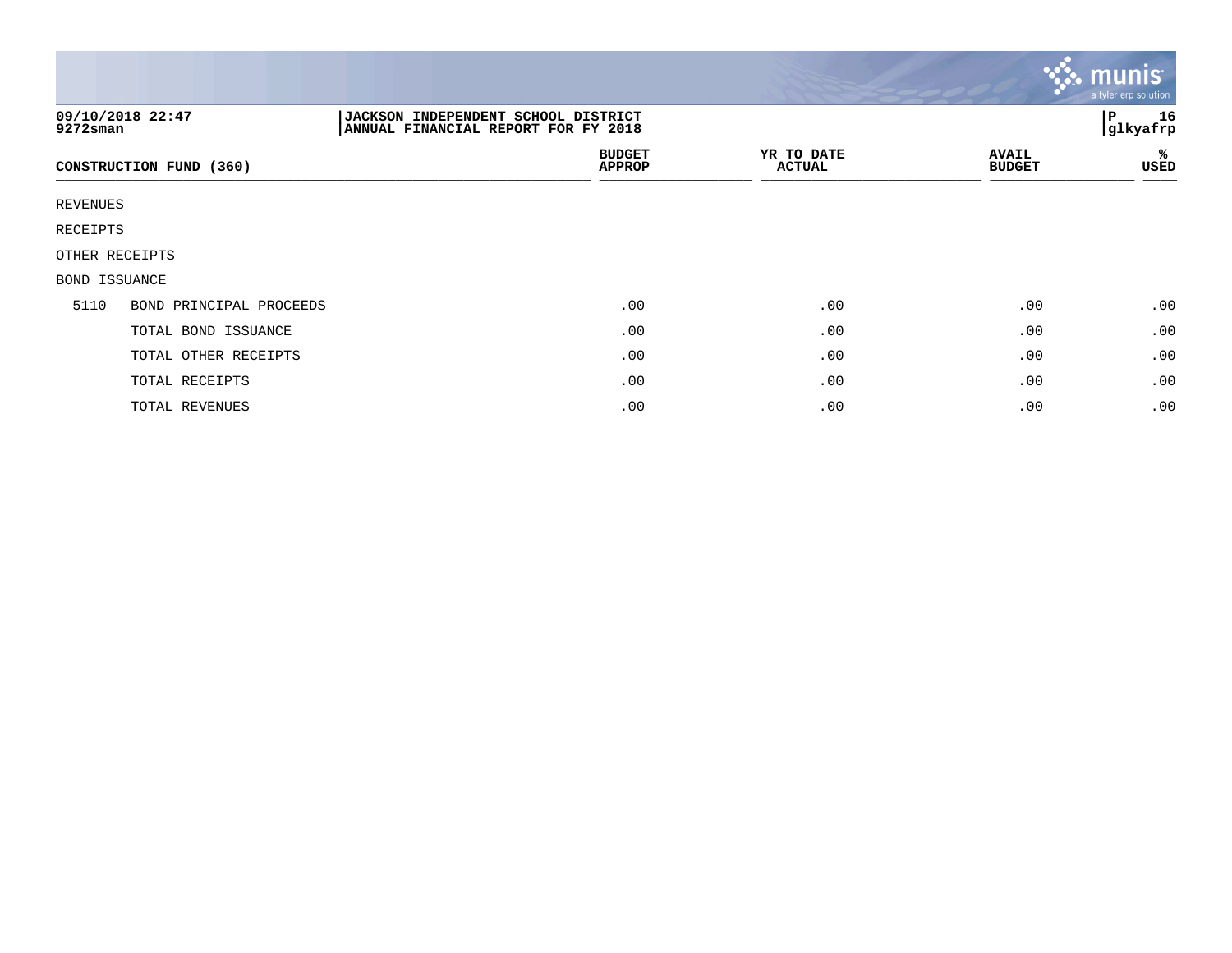09/10/2018 22:47
9272sman

**JACKSON INDEPENDENT SCHOOL DISTRICT**
**ANNUAL FINANCIAL REPORT FOR FY 2018**

| CONSTRUCTION FUND (360) | | BUDGET APPROP | YR TO DATE ACTUAL | AVAIL BUDGET | % USED |
|---|---|---|---|---|---|
| REVENUES | | | | | |
| RECEIPTS | | | | | |
| OTHER RECEIPTS | | | | | |
| BOND ISSUANCE | | | | | |
| 5110 | BOND PRINCIPAL PROCEEDS | .00 | .00 | .00 | .00 |
| | TOTAL BOND ISSUANCE | .00 | .00 | .00 | .00 |
| | TOTAL OTHER RECEIPTS | .00 | .00 | .00 | .00 |
| | TOTAL RECEIPTS | .00 | .00 | .00 | .00 |
| | TOTAL REVENUES | .00 | .00 | .00 | .00 |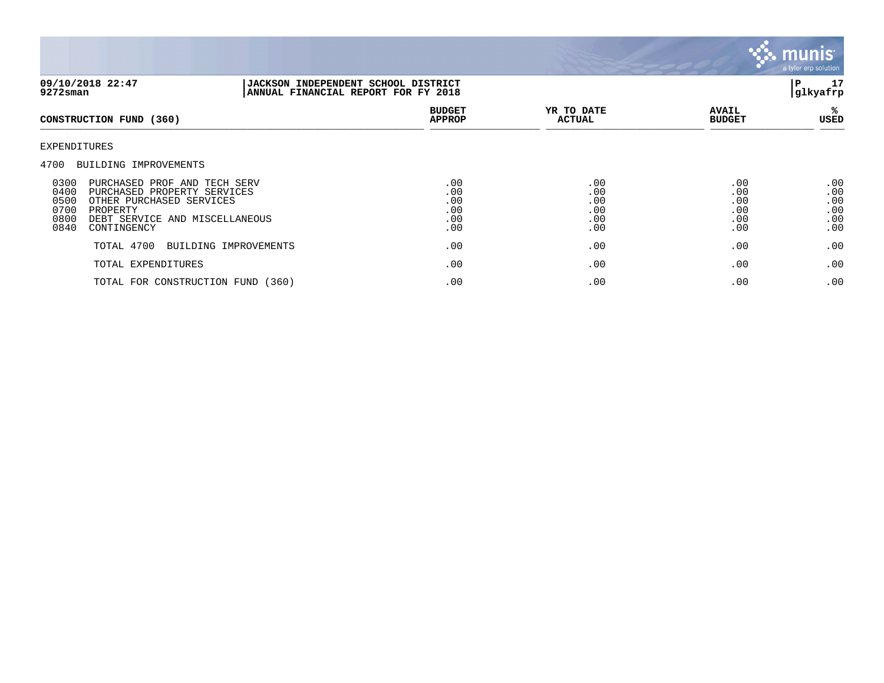09/10/2018 22:47 | JACKSON INDEPENDENT SCHOOL DISTRICT
9272sman | ANNUAL FINANCIAL REPORT FOR FY 2018

| CONSTRUCTION FUND (360) | BUDGET APPROP | YR TO DATE ACTUAL | AVAIL BUDGET | % USED |
|---|---|---|---|---|
| EXPENDITURES | | | | |
| 4700 BUILDING IMPROVEMENTS | | | | |
| 0300 PURCHASED PROF AND TECH SERV | .00 | .00 | .00 | .00 |
| 0400 PURCHASED PROPERTY SERVICES | .00 | .00 | .00 | .00 |
| 0500 OTHER PURCHASED SERVICES | .00 | .00 | .00 | .00 |
| 0700 PROPERTY | .00 | .00 | .00 | .00 |
| 0800 DEBT SERVICE AND MISCELLANEOUS | .00 | .00 | .00 | .00 |
| 0840 CONTINGENCY | .00 | .00 | .00 | .00 |
| TOTAL 4700 BUILDING IMPROVEMENTS | .00 | .00 | .00 | .00 |
| TOTAL EXPENDITURES | .00 | .00 | .00 | .00 |
| TOTAL FOR CONSTRUCTION FUND (360) | .00 | .00 | .00 | .00 |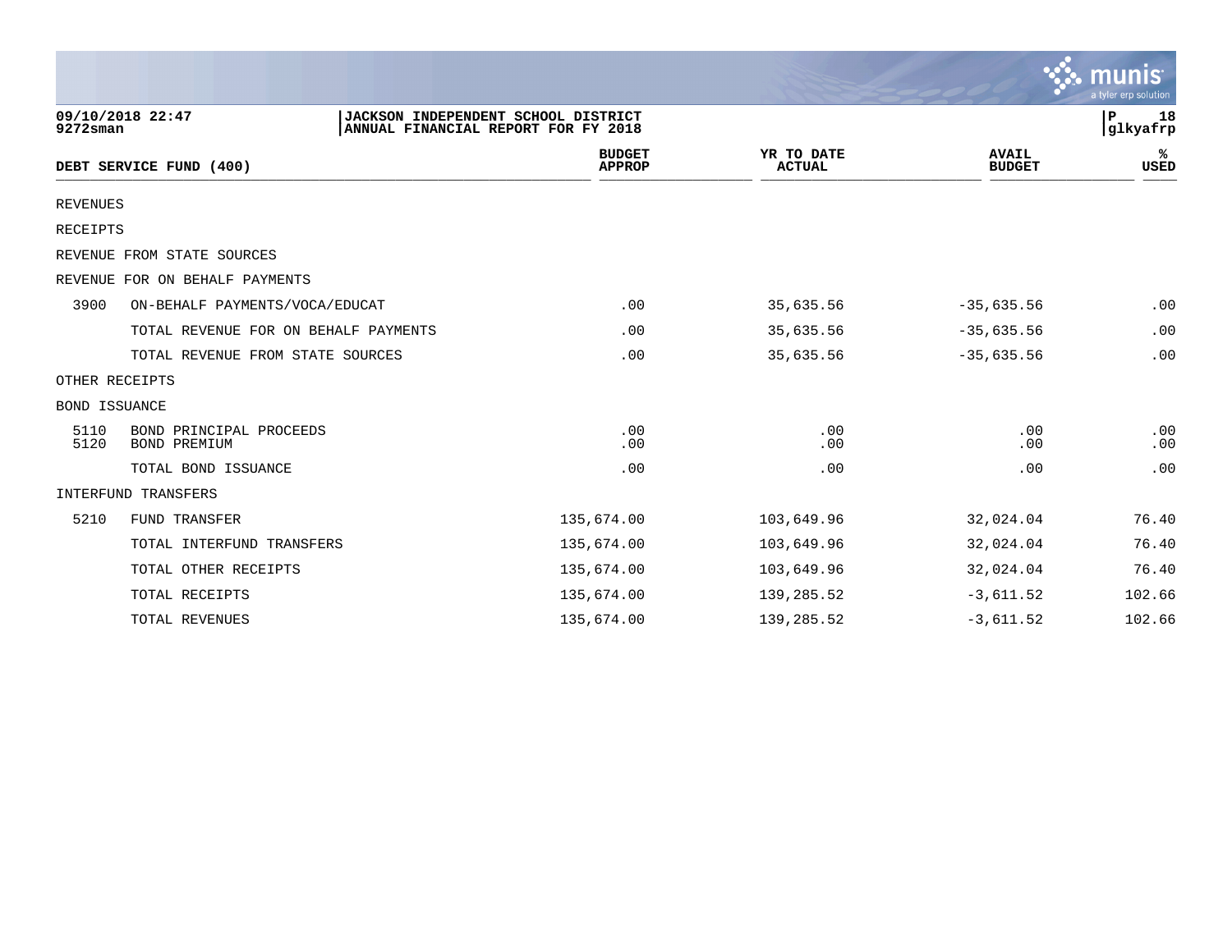09/10/2018 22:47 | JACKSON INDEPENDENT SCHOOL DISTRICT | P 18
9272sman | ANNUAL FINANCIAL REPORT FOR FY 2018 | glkyafrp

| DEBT SERVICE FUND (400) | | BUDGET APPROP | YR TO DATE ACTUAL | AVAIL BUDGET | % USED |
|---|---|---|---|---|---|
| REVENUES | | | | | |
| RECEIPTS | | | | | |
| REVENUE FROM STATE SOURCES | | | | | |
| REVENUE FOR ON BEHALF PAYMENTS | | | | | |
| 3900 | ON-BEHALF PAYMENTS/VOCA/EDUCAT | .00 | 35,635.56 | -35,635.56 | .00 |
| | TOTAL REVENUE FOR ON BEHALF PAYMENTS | .00 | 35,635.56 | -35,635.56 | .00 |
| | TOTAL REVENUE FROM STATE SOURCES | .00 | 35,635.56 | -35,635.56 | .00 |
| OTHER RECEIPTS | | | | | |
| BOND ISSUANCE | | | | | |
| 5110 | BOND PRINCIPAL PROCEEDS | .00 | .00 | .00 | .00 |
| 5120 | BOND PREMIUM | .00 | .00 | .00 | .00 |
| | TOTAL BOND ISSUANCE | .00 | .00 | .00 | .00 |
| INTERFUND TRANSFERS | | | | | |
| 5210 | FUND TRANSFER | 135,674.00 | 103,649.96 | 32,024.04 | 76.40 |
| | TOTAL INTERFUND TRANSFERS | 135,674.00 | 103,649.96 | 32,024.04 | 76.40 |
| | TOTAL OTHER RECEIPTS | 135,674.00 | 103,649.96 | 32,024.04 | 76.40 |
| | TOTAL RECEIPTS | 135,674.00 | 139,285.52 | -3,611.52 | 102.66 |
| | TOTAL REVENUES | 135,674.00 | 139,285.52 | -3,611.52 | 102.66 |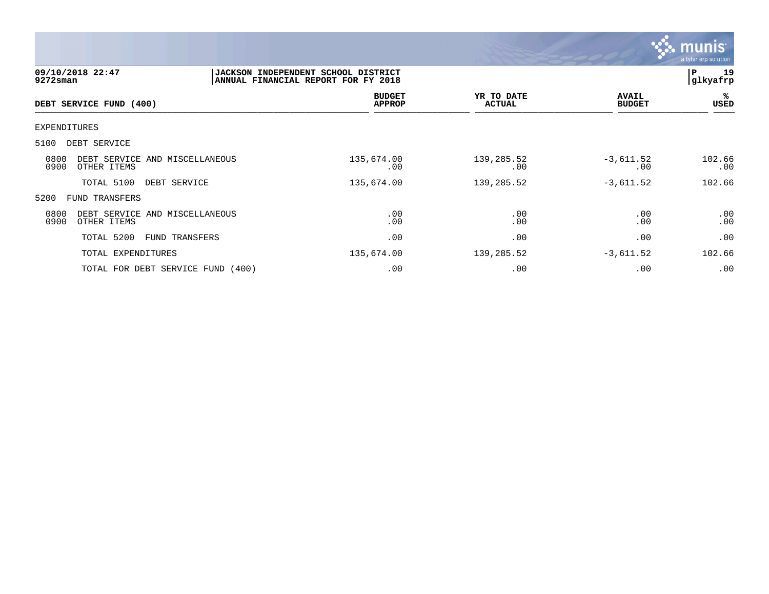09/10/2018 22:47
9272sman

JACKSON INDEPENDENT SCHOOL DISTRICT
ANNUAL FINANCIAL REPORT FOR FY 2018

glkyafrp

| DEBT SERVICE FUND (400) | BUDGET APPROP | YR TO DATE ACTUAL | AVAIL BUDGET | % USED |
|---|---|---|---|---|
| EXPENDITURES | | | | |
| 5100 DEBT SERVICE | | | | |
| 0800 DEBT SERVICE AND MISCELLANEOUS | 135,674.00 | 139,285.52 | -3,611.52 | 102.66 |
| 0900 OTHER ITEMS | .00 | .00 | .00 | .00 |
| TOTAL 5100 DEBT SERVICE | 135,674.00 | 139,285.52 | -3,611.52 | 102.66 |
| 5200 FUND TRANSFERS | | | | |
| 0800 DEBT SERVICE AND MISCELLANEOUS | .00 | .00 | .00 | .00 |
| 0900 OTHER ITEMS | .00 | .00 | .00 | .00 |
| TOTAL 5200 FUND TRANSFERS | .00 | .00 | .00 | .00 |
| TOTAL EXPENDITURES | 135,674.00 | 139,285.52 | -3,611.52 | 102.66 |
| TOTAL FOR DEBT SERVICE FUND (400) | .00 | .00 | .00 | .00 |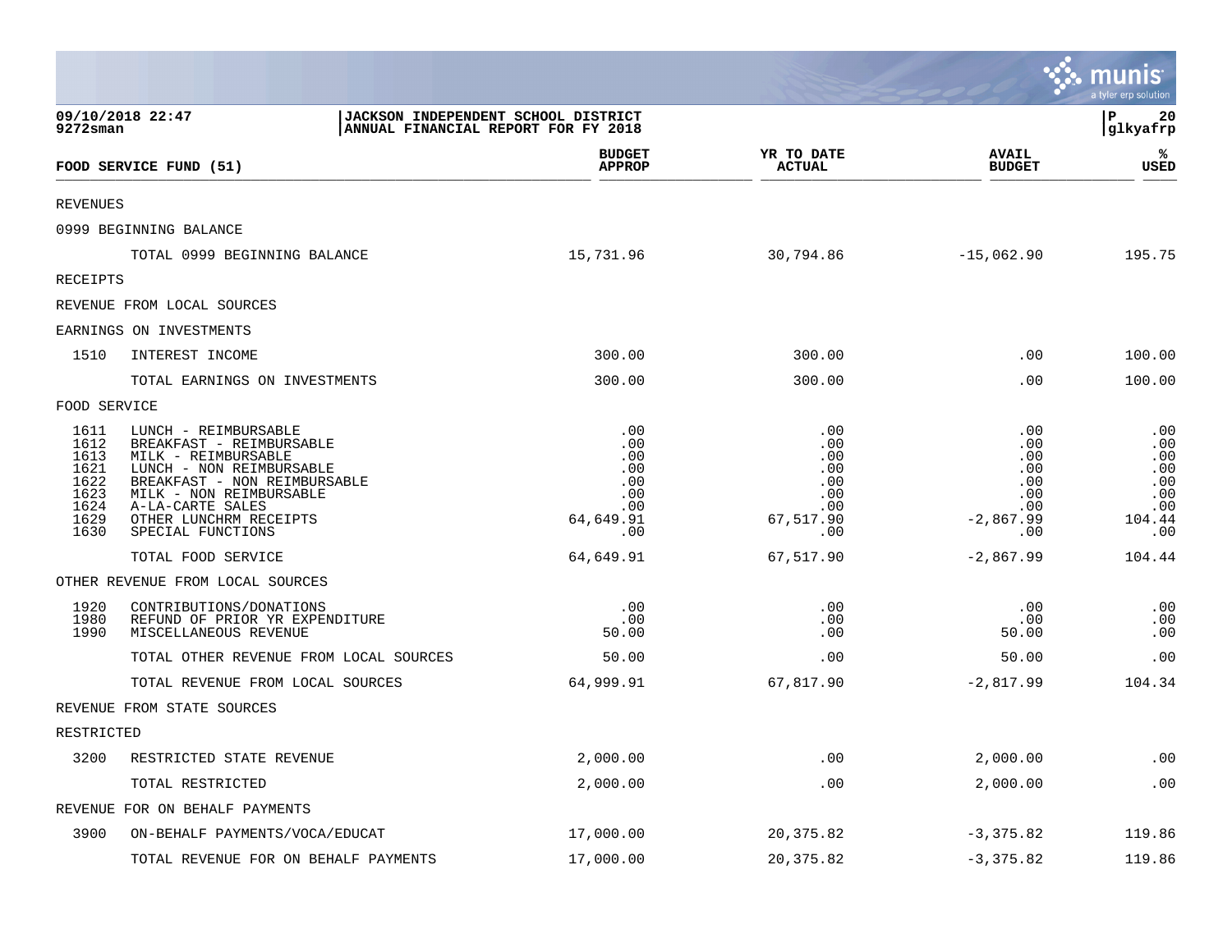**JACKSON INDEPENDENT SCHOOL DISTRICT**
**ANNUAL FINANCIAL REPORT FOR FY 2018**

09/10/2018 22:47
9272sman

glkyafrp

| FOOD SERVICE FUND (51) | | BUDGET APPROP | YR TO DATE ACTUAL | AVAIL BUDGET | % USED |
|---|---|---|---|---|---|
| REVENUES | | | | | |
| 0999 BEGINNING BALANCE | | | | | |
| | TOTAL 0999 BEGINNING BALANCE | 15,731.96 | 30,794.86 | -15,062.90 | 195.75 |
| RECEIPTS | | | | | |
| REVENUE FROM LOCAL SOURCES | | | | | |
| EARNINGS ON INVESTMENTS | | | | | |
| 1510 | INTEREST INCOME | 300.00 | 300.00 | .00 | 100.00 |
| | TOTAL EARNINGS ON INVESTMENTS | 300.00 | 300.00 | .00 | 100.00 |
| FOOD SERVICE | | | | | |
| 1611 | LUNCH - REIMBURSABLE | .00 | .00 | .00 | .00 |
| 1612 | BREAKFAST - REIMBURSABLE | .00 | .00 | .00 | .00 |
| 1613 | MILK - REIMBURSABLE | .00 | .00 | .00 | .00 |
| 1621 | LUNCH - NON REIMBURSABLE | .00 | .00 | .00 | .00 |
| 1622 | BREAKFAST - NON REIMBURSABLE | .00 | .00 | .00 | .00 |
| 1623 | MILK - NON REIMBURSABLE | .00 | .00 | .00 | .00 |
| 1624 | A-LA-CARTE SALES | .00 | .00 | .00 | .00 |
| 1629 | OTHER LUNCHRM RECEIPTS | 64,649.91 | 67,517.90 | -2,867.99 | 104.44 |
| 1630 | SPECIAL FUNCTIONS | .00 | .00 | .00 | .00 |
| | TOTAL FOOD SERVICE | 64,649.91 | 67,517.90 | -2,867.99 | 104.44 |
| OTHER REVENUE FROM LOCAL SOURCES | | | | | |
| 1920 | CONTRIBUTIONS/DONATIONS | .00 | .00 | .00 | .00 |
| 1980 | REFUND OF PRIOR YR EXPENDITURE | .00 | .00 | .00 | .00 |
| 1990 | MISCELLANEOUS REVENUE | 50.00 | .00 | 50.00 | .00 |
| | TOTAL OTHER REVENUE FROM LOCAL SOURCES | 50.00 | .00 | 50.00 | .00 |
| | TOTAL REVENUE FROM LOCAL SOURCES | 64,999.91 | 67,817.90 | -2,817.99 | 104.34 |
| REVENUE FROM STATE SOURCES | | | | | |
| RESTRICTED | | | | | |
| 3200 | RESTRICTED STATE REVENUE | 2,000.00 | .00 | 2,000.00 | .00 |
| | TOTAL RESTRICTED | 2,000.00 | .00 | 2,000.00 | .00 |
| REVENUE FOR ON BEHALF PAYMENTS | | | | | |
| 3900 | ON-BEHALF PAYMENTS/VOCA/EDUCAT | 17,000.00 | 20,375.82 | -3,375.82 | 119.86 |
| | TOTAL REVENUE FOR ON BEHALF PAYMENTS | 17,000.00 | 20,375.82 | -3,375.82 | 119.86 |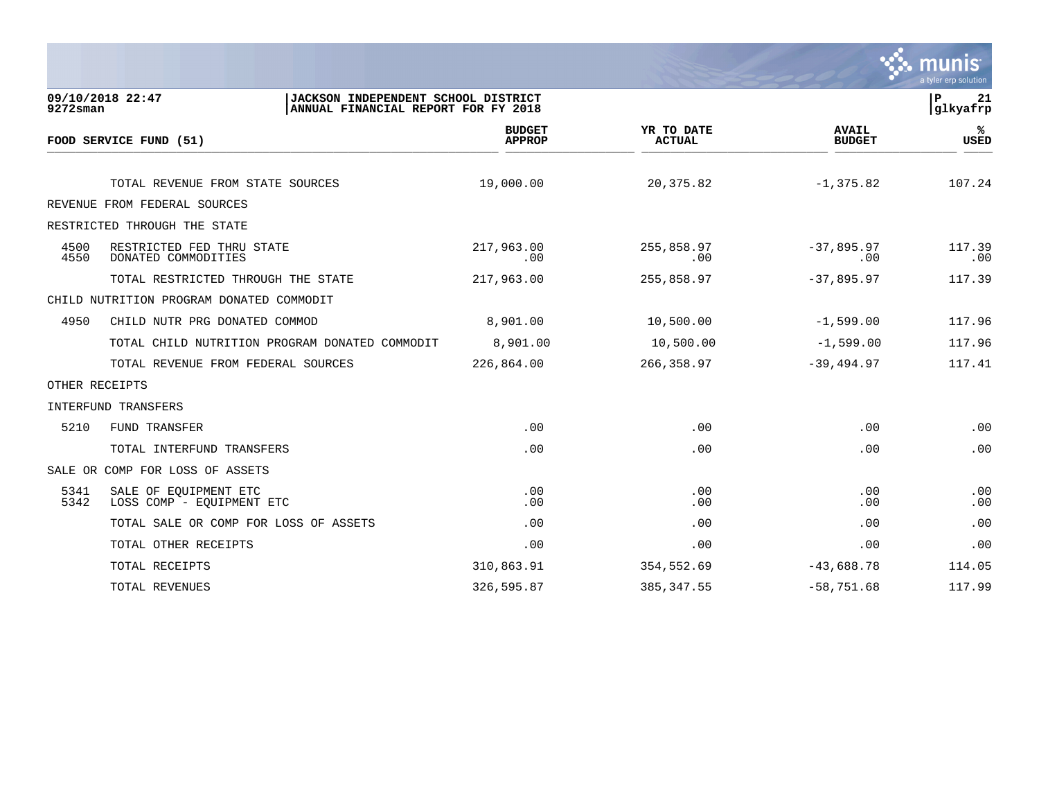09/10/2018 22:47
9272sman

JACKSON INDEPENDENT SCHOOL DISTRICT
ANNUAL FINANCIAL REPORT FOR FY 2018

P 21
glkyafrp

| FOOD SERVICE FUND (51) | | BUDGET APPROP | YR TO DATE ACTUAL | AVAIL BUDGET | % USED |
|---|---|---|---|---|---|
| | TOTAL REVENUE FROM STATE SOURCES | 19,000.00 | 20,375.82 | -1,375.82 | 107.24 |
| REVENUE FROM FEDERAL SOURCES | | | | | |
| RESTRICTED THROUGH THE STATE | | | | | |
| 4500 | RESTRICTED FED THRU STATE | 217,963.00 | 255,858.97 | -37,895.97 | 117.39 |
| 4550 | DONATED COMMODITIES | .00 | .00 | .00 | .00 |
| | TOTAL RESTRICTED THROUGH THE STATE | 217,963.00 | 255,858.97 | -37,895.97 | 117.39 |
| CHILD NUTRITION PROGRAM DONATED COMMODIT | | | | | |
| 4950 | CHILD NUTR PRG DONATED COMMOD | 8,901.00 | 10,500.00 | -1,599.00 | 117.96 |
| | TOTAL CHILD NUTRITION PROGRAM DONATED COMMODIT | 8,901.00 | 10,500.00 | -1,599.00 | 117.96 |
| | TOTAL REVENUE FROM FEDERAL SOURCES | 226,864.00 | 266,358.97 | -39,494.97 | 117.41 |
| OTHER RECEIPTS | | | | | |
| INTERFUND TRANSFERS | | | | | |
| 5210 | FUND TRANSFER | .00 | .00 | .00 | .00 |
| | TOTAL INTERFUND TRANSFERS | .00 | .00 | .00 | .00 |
| SALE OR COMP FOR LOSS OF ASSETS | | | | | |
| 5341 | SALE OF EQUIPMENT ETC | .00 | .00 | .00 | .00 |
| 5342 | LOSS COMP - EQUIPMENT ETC | .00 | .00 | .00 | .00 |
| | TOTAL SALE OR COMP FOR LOSS OF ASSETS | .00 | .00 | .00 | .00 |
| | TOTAL OTHER RECEIPTS | .00 | .00 | .00 | .00 |
| | TOTAL RECEIPTS | 310,863.91 | 354,552.69 | -43,688.78 | 114.05 |
| | TOTAL REVENUES | 326,595.87 | 385,347.55 | -58,751.68 | 117.99 |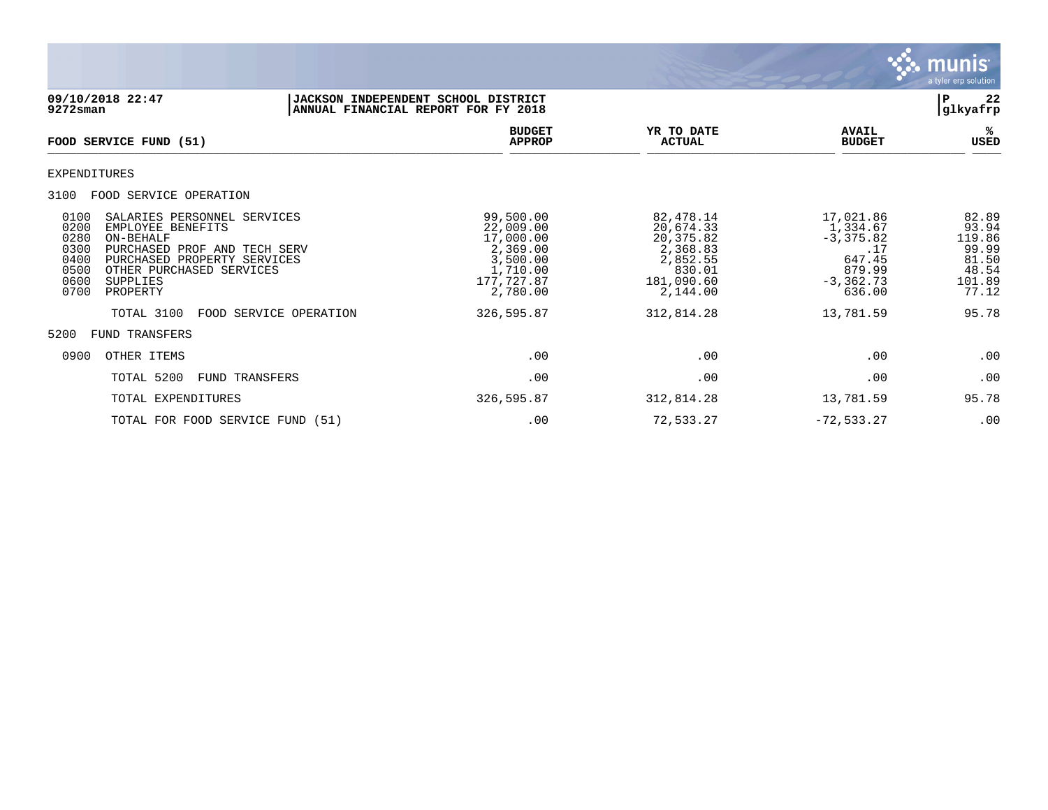**JACKSON INDEPENDENT SCHOOL DISTRICT**
**ANNUAL FINANCIAL REPORT FOR FY 2018**

09/10/2018 22:47
9272sman

| FOOD SERVICE FUND (51) | BUDGET APPROP | YR TO DATE ACTUAL | AVAIL BUDGET | % USED |
|---|---|---|---|---|
| EXPENDITURES | | | | |
| 3100 FOOD SERVICE OPERATION | | | | |
| 0100 SALARIES PERSONNEL SERVICES | 99,500.00 | 82,478.14 | 17,021.86 | 82.89 |
| 0200 EMPLOYEE BENEFITS | 22,009.00 | 20,674.33 | 1,334.67 | 93.94 |
| 0280 ON-BEHALF | 17,000.00 | 20,375.82 | -3,375.82 | 119.86 |
| 0300 PURCHASED PROF AND TECH SERV | 2,369.00 | 2,368.83 | .17 | 99.99 |
| 0400 PURCHASED PROPERTY SERVICES | 3,500.00 | 2,852.55 | 647.45 | 81.50 |
| 0500 OTHER PURCHASED SERVICES | 1,710.00 | 830.01 | 879.99 | 48.54 |
| 0600 SUPPLIES | 177,727.87 | 181,090.60 | -3,362.73 | 101.89 |
| 0700 PROPERTY | 2,780.00 | 2,144.00 | 636.00 | 77.12 |
| TOTAL 3100 FOOD SERVICE OPERATION | 326,595.87 | 312,814.28 | 13,781.59 | 95.78 |
| 5200 FUND TRANSFERS | | | | |
| 0900 OTHER ITEMS | .00 | .00 | .00 | .00 |
| TOTAL 5200 FUND TRANSFERS | .00 | .00 | .00 | .00 |
| TOTAL EXPENDITURES | 326,595.87 | 312,814.28 | 13,781.59 | 95.78 |
| TOTAL FOR FOOD SERVICE FUND (51) | .00 | 72,533.27 | -72,533.27 | .00 |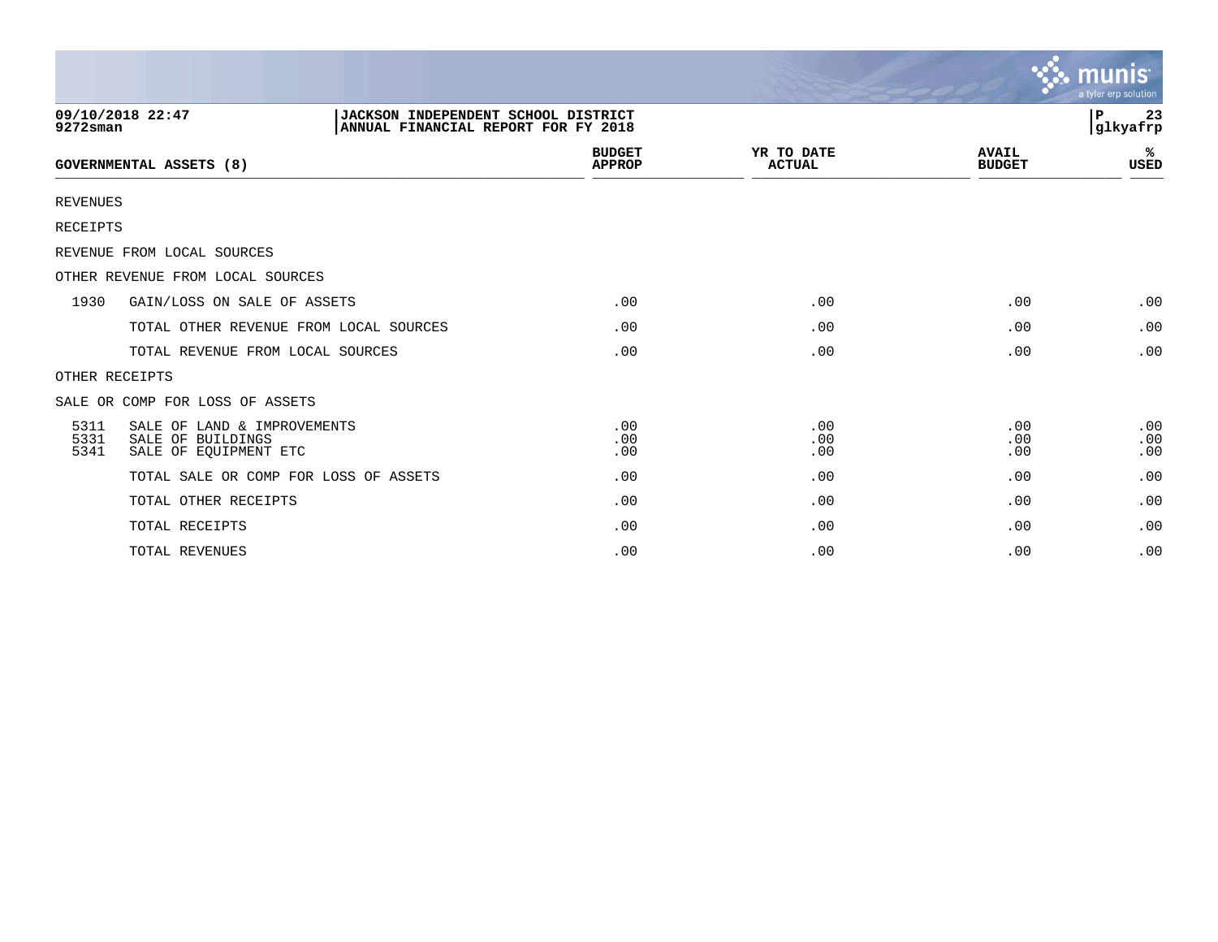09/10/2018 22:47 | JACKSON INDEPENDENT SCHOOL DISTRICT | P 23
9272sman | ANNUAL FINANCIAL REPORT FOR FY 2018 | glkyafrp

| GOVERNMENTAL ASSETS (8) | | BUDGET APPROP | YR TO DATE ACTUAL | AVAIL BUDGET | % USED |
|---|---|---|---|---|---|
| REVENUES | | | | | |
| RECEIPTS | | | | | |
| REVENUE FROM LOCAL SOURCES | | | | | |
| OTHER REVENUE FROM LOCAL SOURCES | | | | | |
| 1930 | GAIN/LOSS ON SALE OF ASSETS | .00 | .00 | .00 | .00 |
| | TOTAL OTHER REVENUE FROM LOCAL SOURCES | .00 | .00 | .00 | .00 |
| | TOTAL REVENUE FROM LOCAL SOURCES | .00 | .00 | .00 | .00 |
| OTHER RECEIPTS | | | | | |
| SALE OR COMP FOR LOSS OF ASSETS | | | | | |
| 5311 | SALE OF LAND & IMPROVEMENTS | .00 | .00 | .00 | .00 |
| 5331 | SALE OF BUILDINGS | .00 | .00 | .00 | .00 |
| 5341 | SALE OF EQUIPMENT ETC | .00 | .00 | .00 | .00 |
| | TOTAL SALE OR COMP FOR LOSS OF ASSETS | .00 | .00 | .00 | .00 |
| | TOTAL OTHER RECEIPTS | .00 | .00 | .00 | .00 |
| | TOTAL RECEIPTS | .00 | .00 | .00 | .00 |
| | TOTAL REVENUES | .00 | .00 | .00 | .00 |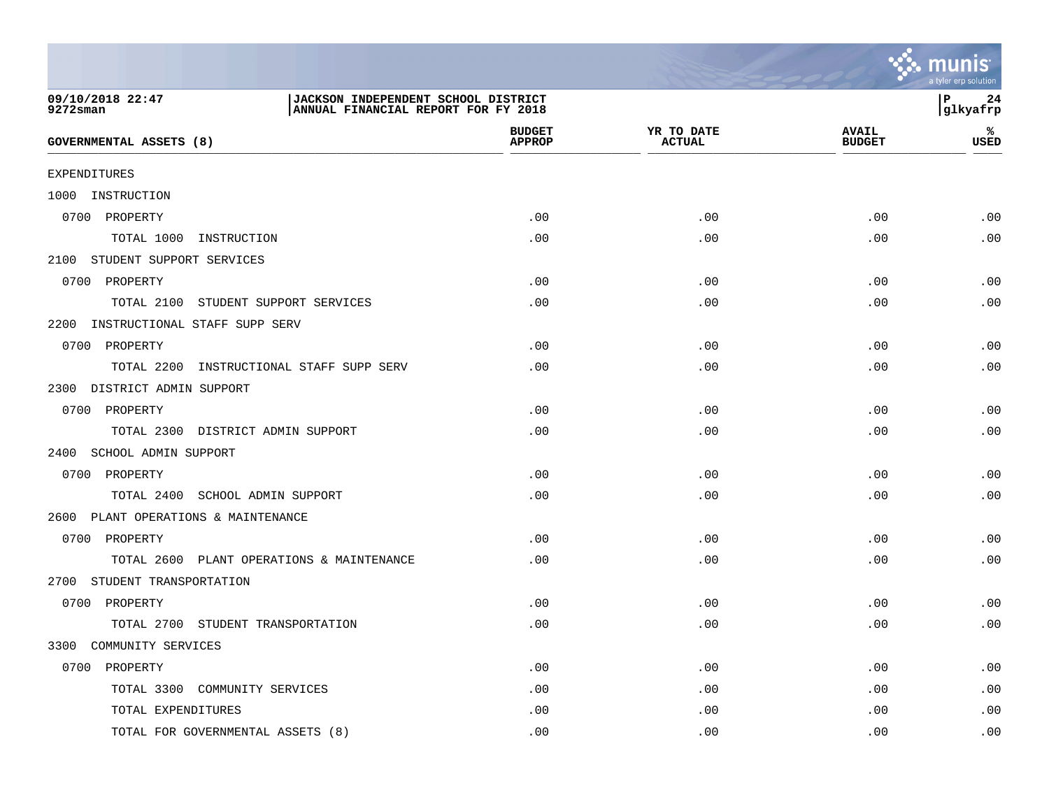JACKSON INDEPENDENT SCHOOL DISTRICT
ANNUAL FINANCIAL REPORT FOR FY 2018

09/10/2018 22:47
9272sman

glkyafrp

| GOVERNMENTAL ASSETS (8) | BUDGET APPROP | YR TO DATE ACTUAL | AVAIL BUDGET | % USED |
|---|---|---|---|---|
| EXPENDITURES | | | | |
| 1000 INSTRUCTION | | | | |
| 0700 PROPERTY | .00 | .00 | .00 | .00 |
| TOTAL 1000 INSTRUCTION | .00 | .00 | .00 | .00 |
| 2100 STUDENT SUPPORT SERVICES | | | | |
| 0700 PROPERTY | .00 | .00 | .00 | .00 |
| TOTAL 2100 STUDENT SUPPORT SERVICES | .00 | .00 | .00 | .00 |
| 2200 INSTRUCTIONAL STAFF SUPP SERV | | | | |
| 0700 PROPERTY | .00 | .00 | .00 | .00 |
| TOTAL 2200 INSTRUCTIONAL STAFF SUPP SERV | .00 | .00 | .00 | .00 |
| 2300 DISTRICT ADMIN SUPPORT | | | | |
| 0700 PROPERTY | .00 | .00 | .00 | .00 |
| TOTAL 2300 DISTRICT ADMIN SUPPORT | .00 | .00 | .00 | .00 |
| 2400 SCHOOL ADMIN SUPPORT | | | | |
| 0700 PROPERTY | .00 | .00 | .00 | .00 |
| TOTAL 2400 SCHOOL ADMIN SUPPORT | .00 | .00 | .00 | .00 |
| 2600 PLANT OPERATIONS & MAINTENANCE | | | | |
| 0700 PROPERTY | .00 | .00 | .00 | .00 |
| TOTAL 2600 PLANT OPERATIONS & MAINTENANCE | .00 | .00 | .00 | .00 |
| 2700 STUDENT TRANSPORTATION | | | | |
| 0700 PROPERTY | .00 | .00 | .00 | .00 |
| TOTAL 2700 STUDENT TRANSPORTATION | .00 | .00 | .00 | .00 |
| 3300 COMMUNITY SERVICES | | | | |
| 0700 PROPERTY | .00 | .00 | .00 | .00 |
| TOTAL 3300 COMMUNITY SERVICES | .00 | .00 | .00 | .00 |
| TOTAL EXPENDITURES | .00 | .00 | .00 | .00 |
| TOTAL FOR GOVERNMENTAL ASSETS (8) | .00 | .00 | .00 | .00 |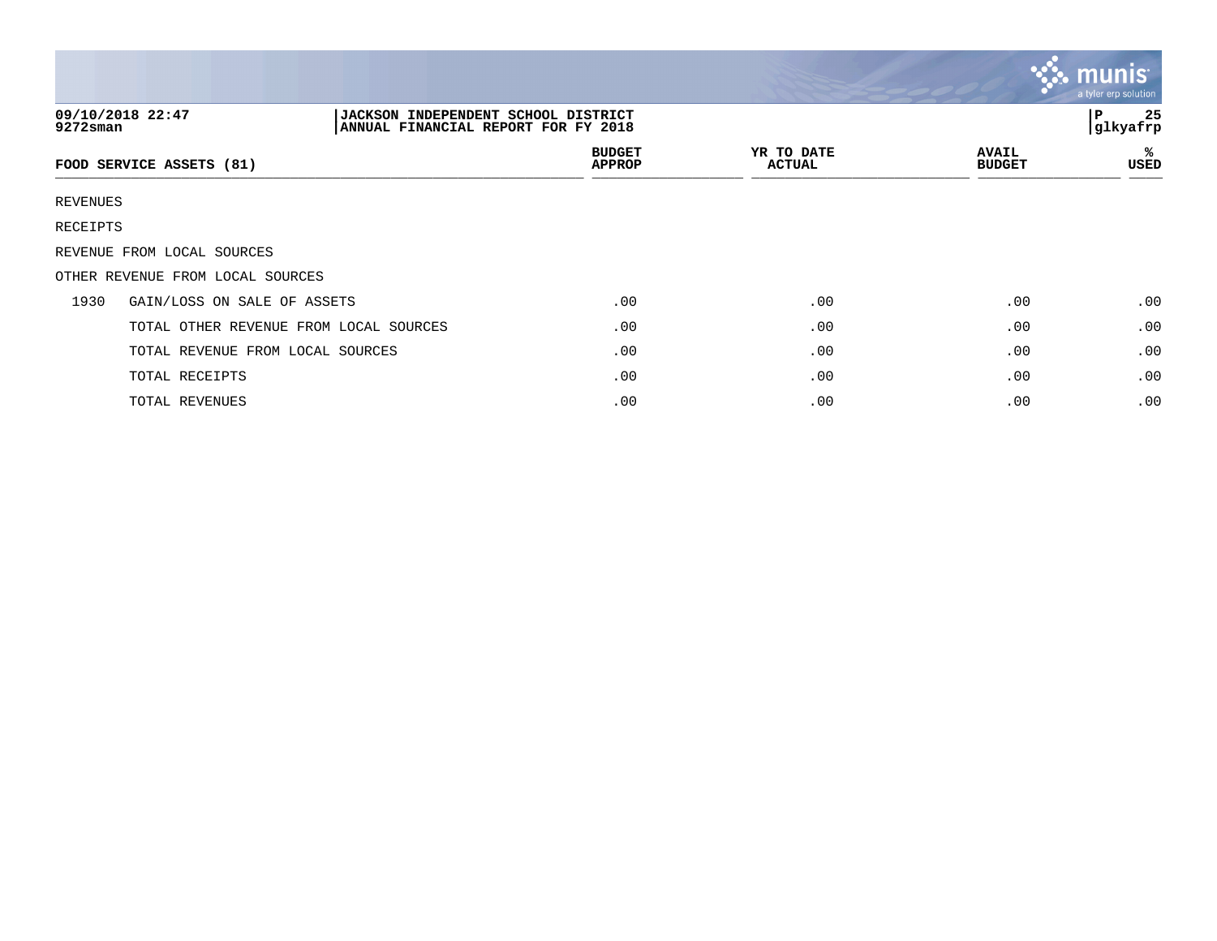09/10/2018 22:47
9272sman

JACKSON INDEPENDENT SCHOOL DISTRICT
ANNUAL FINANCIAL REPORT FOR FY 2018

| FOOD SERVICE ASSETS (81) | | BUDGET APPROP | YR TO DATE ACTUAL | AVAIL BUDGET | % USED |
|---|---|---|---|---|---|
| REVENUES | | | | | |
| RECEIPTS | | | | | |
| REVENUE FROM LOCAL SOURCES | | | | | |
| OTHER REVENUE FROM LOCAL SOURCES | | | | | |
| 1930 | GAIN/LOSS ON SALE OF ASSETS | .00 | .00 | .00 | .00 |
| | TOTAL OTHER REVENUE FROM LOCAL SOURCES | .00 | .00 | .00 | .00 |
| | TOTAL REVENUE FROM LOCAL SOURCES | .00 | .00 | .00 | .00 |
| | TOTAL RECEIPTS | .00 | .00 | .00 | .00 |
| | TOTAL REVENUES | .00 | .00 | .00 | .00 |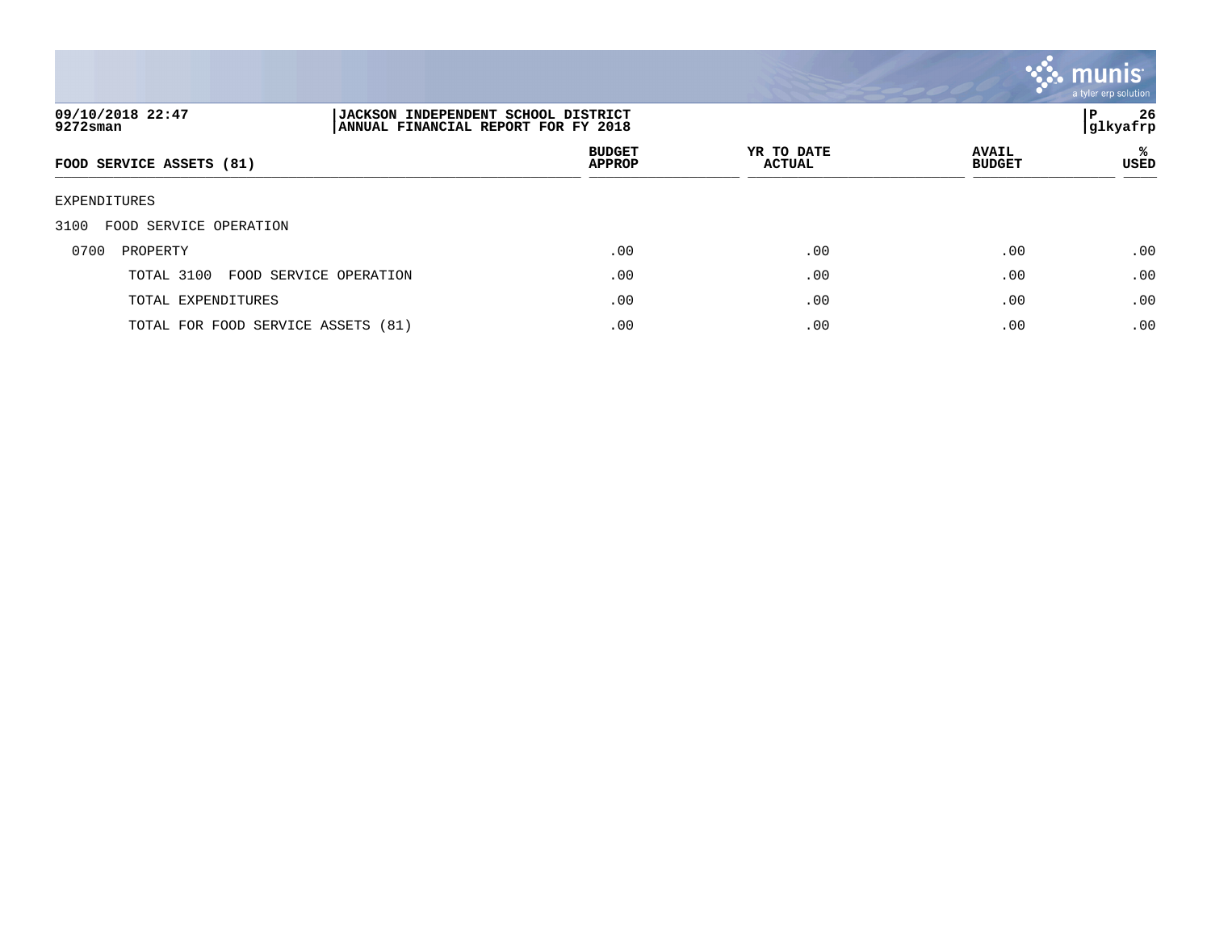JACKSON INDEPENDENT SCHOOL DISTRICT
ANNUAL FINANCIAL REPORT FOR FY 2018

09/10/2018 22:47
9272sman

P 26
glkyafrp

| FOOD SERVICE ASSETS (81) | BUDGET APPROP | YR TO DATE ACTUAL | AVAIL BUDGET | % USED |
|---|---|---|---|---|
| EXPENDITURES | | | | |
| 3100 FOOD SERVICE OPERATION | | | | |
| 0700 PROPERTY | .00 | .00 | .00 | .00 |
| TOTAL 3100 FOOD SERVICE OPERATION | .00 | .00 | .00 | .00 |
| TOTAL EXPENDITURES | .00 | .00 | .00 | .00 |
| TOTAL FOR FOOD SERVICE ASSETS (81) | .00 | .00 | .00 | .00 |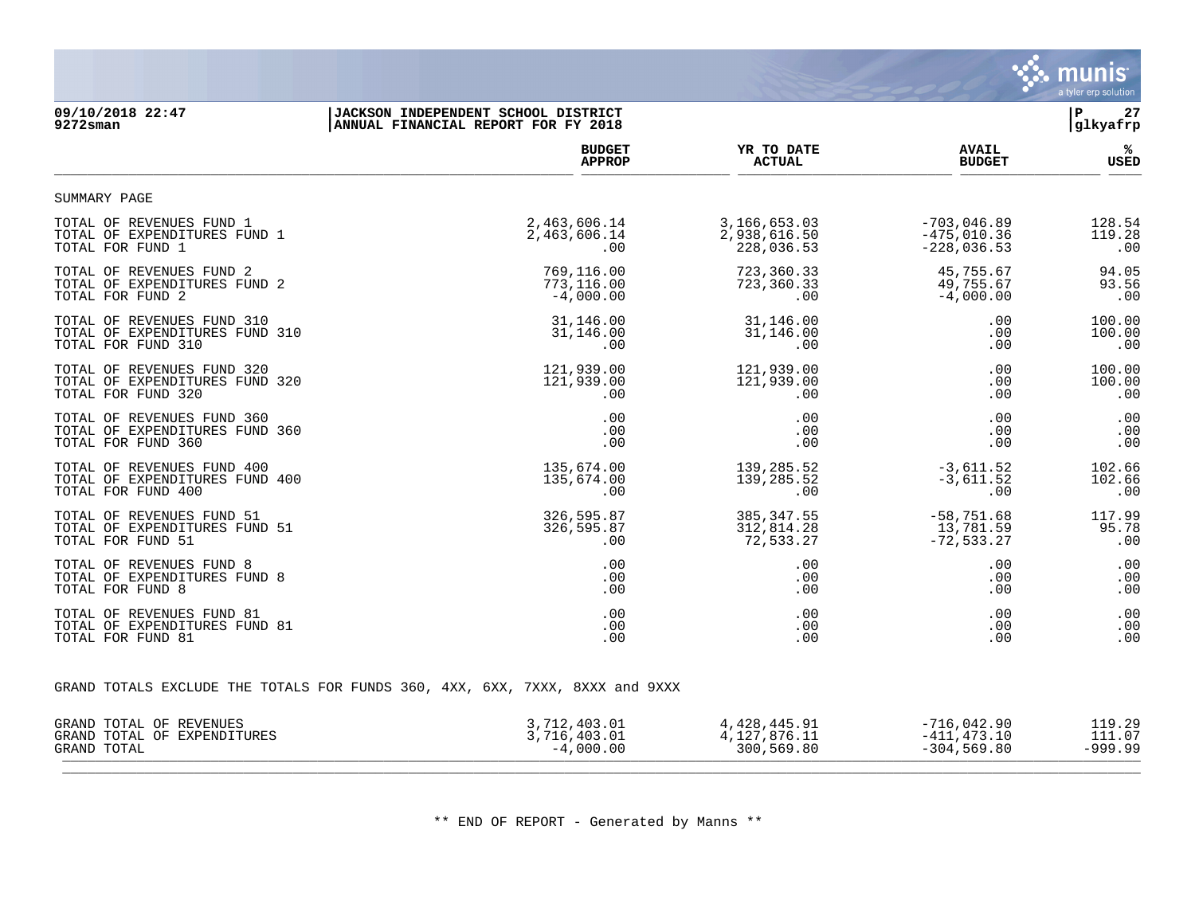**JACKSON INDEPENDENT SCHOOL DISTRICT**
**ANNUAL FINANCIAL REPORT FOR FY 2018**

09/10/2018 22:47
9272sman

glkyafrp

| | BUDGET APPROP | YR TO DATE ACTUAL | AVAIL BUDGET | % USED |
|---|---|---|---|---|
| SUMMARY PAGE | | | | |
| TOTAL OF REVENUES FUND 1 | 2,463,606.14 | 3,166,653.03 | -703,046.89 | 128.54 |
| TOTAL OF EXPENDITURES FUND 1 | 2,463,606.14 | 2,938,616.50 | -475,010.36 | 119.28 |
| TOTAL FOR FUND 1 | .00 | 228,036.53 | -228,036.53 | .00 |
| TOTAL OF REVENUES FUND 2 | 769,116.00 | 723,360.33 | 45,755.67 | 94.05 |
| TOTAL OF EXPENDITURES FUND 2 | 773,116.00 | 723,360.33 | 49,755.67 | 93.56 |
| TOTAL FOR FUND 2 | -4,000.00 | .00 | -4,000.00 | .00 |
| TOTAL OF REVENUES FUND 310 | 31,146.00 | 31,146.00 | .00 | 100.00 |
| TOTAL OF EXPENDITURES FUND 310 | 31,146.00 | 31,146.00 | .00 | 100.00 |
| TOTAL FOR FUND 310 | .00 | .00 | .00 | .00 |
| TOTAL OF REVENUES FUND 320 | 121,939.00 | 121,939.00 | .00 | 100.00 |
| TOTAL OF EXPENDITURES FUND 320 | 121,939.00 | 121,939.00 | .00 | 100.00 |
| TOTAL FOR FUND 320 | .00 | .00 | .00 | .00 |
| TOTAL OF REVENUES FUND 360 | .00 | .00 | .00 | .00 |
| TOTAL OF EXPENDITURES FUND 360 | .00 | .00 | .00 | .00 |
| TOTAL FOR FUND 360 | .00 | .00 | .00 | .00 |
| TOTAL OF REVENUES FUND 400 | 135,674.00 | 139,285.52 | -3,611.52 | 102.66 |
| TOTAL OF EXPENDITURES FUND 400 | 135,674.00 | 139,285.52 | -3,611.52 | 102.66 |
| TOTAL FOR FUND 400 | .00 | .00 | .00 | .00 |
| TOTAL OF REVENUES FUND 51 | 326,595.87 | 385,347.55 | -58,751.68 | 117.99 |
| TOTAL OF EXPENDITURES FUND 51 | 326,595.87 | 312,814.28 | 13,781.59 | 95.78 |
| TOTAL FOR FUND 51 | .00 | 72,533.27 | -72,533.27 | .00 |
| TOTAL OF REVENUES FUND 8 | .00 | .00 | .00 | .00 |
| TOTAL OF EXPENDITURES FUND 8 | .00 | .00 | .00 | .00 |
| TOTAL FOR FUND 8 | .00 | .00 | .00 | .00 |
| TOTAL OF REVENUES FUND 81 | .00 | .00 | .00 | .00 |
| TOTAL OF EXPENDITURES FUND 81 | .00 | .00 | .00 | .00 |
| TOTAL FOR FUND 81 | .00 | .00 | .00 | .00 |

GRAND TOTALS EXCLUDE THE TOTALS FOR FUNDS 360, 4XX, 6XX, 7XXX, 8XXX and 9XXX

| | BUDGET APPROP | YR TO DATE ACTUAL | AVAIL BUDGET | % USED |
|---|---|---|---|---|
| GRAND TOTAL OF REVENUES | 3,712,403.01 | 4,428,445.91 | -716,042.90 | 119.29 |
| GRAND TOTAL OF EXPENDITURES | 3,716,403.01 | 4,127,876.11 | -411,473.10 | 111.07 |
| GRAND TOTAL | -4,000.00 | 300,569.80 | -304,569.80 | -999.99 |

** END OF REPORT - Generated by Manns **